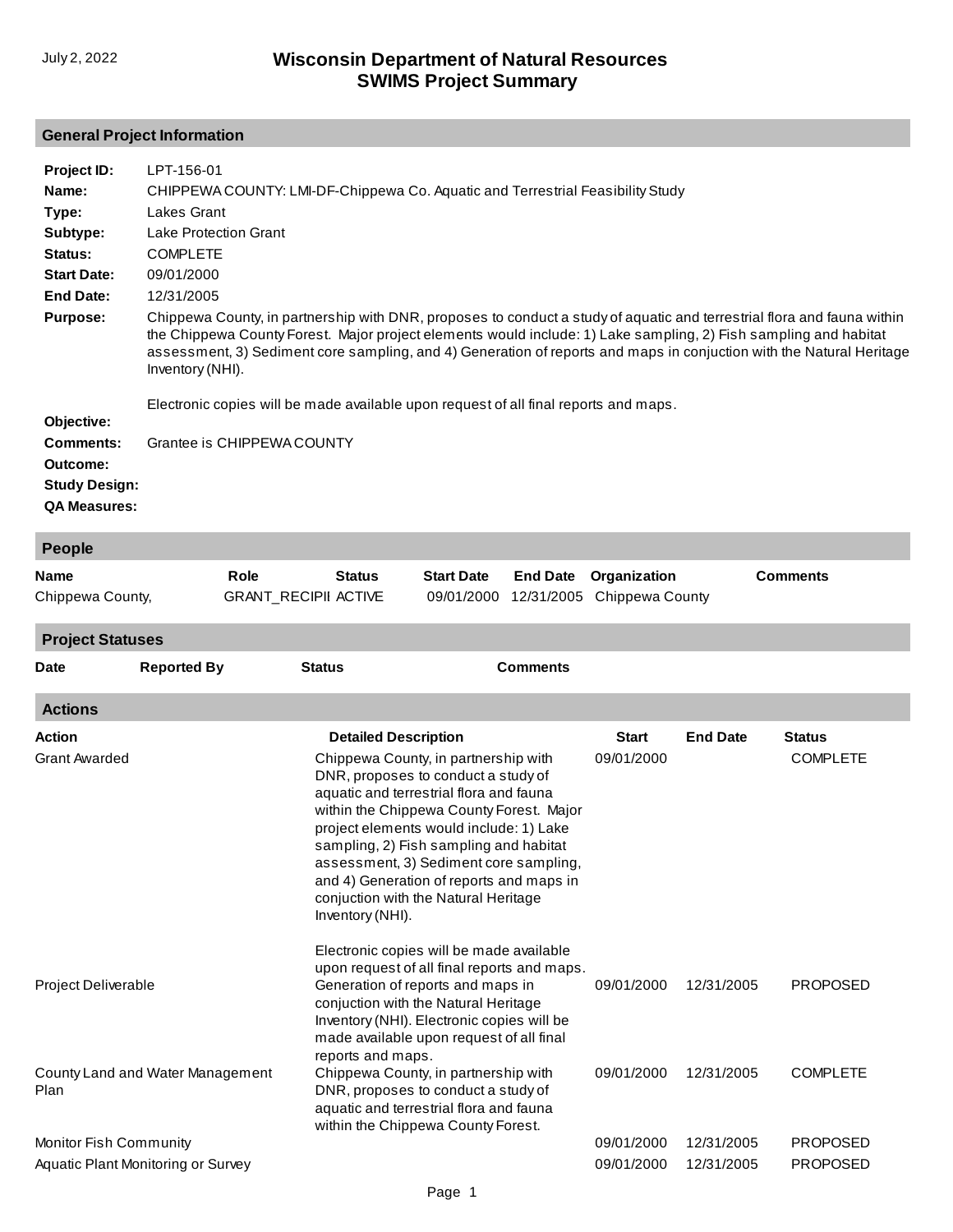# Wisconsin Department of Natural Resources
## SWIMS Project Summary

July 2, 2022

### General Project Information

**Project ID:** LPT-156-01

**Name:** CHIPPEWA COUNTY: LMI-DF-Chippewa Co. Aquatic and Terrestrial Feasibility Study

**Type:** Lakes Grant

**Subtype:** Lake Protection Grant

**Status:** COMPLETE

**Start Date:** 09/01/2000

**End Date:** 12/31/2005

**Purpose:** Chippewa County, in partnership with DNR, proposes to conduct a study of aquatic and terrestrial flora and fauna within the Chippewa County Forest. Major project elements would include: 1) Lake sampling, 2) Fish sampling and habitat assessment, 3) Sediment core sampling, and 4) Generation of reports and maps in conjuction with the Natural Heritage Inventory (NHI).

Electronic copies will be made available upon request of all final reports and maps.

**Objective:**

**Comments:** Grantee is CHIPPEWA COUNTY

**Outcome:**

**Study Design:**

**QA Measures:**

### People

| Name | Role | Status | Start Date | End Date | Organization | Comments |
|---|---|---|---|---|---|---|
| Chippewa County, | GRANT_RECIPII | ACTIVE | 09/01/2000 | 12/31/2005 | Chippewa County | |

### Project Statuses

| Date | Reported By | Status | Comments |
|---|---|---|---|

### Actions

| Action | Detailed Description | Start | End Date | Status |
|---|---|---|---|---|
| Grant Awarded | Chippewa County, in partnership with DNR, proposes to conduct a study of aquatic and terrestrial flora and fauna within the Chippewa County Forest. Major project elements would include: 1) Lake sampling, 2) Fish sampling and habitat assessment, 3) Sediment core sampling, and 4) Generation of reports and maps in conjuction with the Natural Heritage Inventory (NHI). Electronic copies will be made available upon request of all final reports and maps. | 09/01/2000 | | COMPLETE |
| Project Deliverable | Generation of reports and maps in conjuction with the Natural Heritage Inventory (NHI). Electronic copies will be made available upon request of all final reports and maps. | 09/01/2000 | 12/31/2005 | PROPOSED |
| County Land and Water Management Plan | Chippewa County, in partnership with DNR, proposes to conduct a study of aquatic and terrestrial flora and fauna within the Chippewa County Forest. | 09/01/2000 | 12/31/2005 | COMPLETE |
| Monitor Fish Community | | 09/01/2000 | 12/31/2005 | PROPOSED |
| Aquatic Plant Monitoring or Survey | | 09/01/2000 | 12/31/2005 | PROPOSED |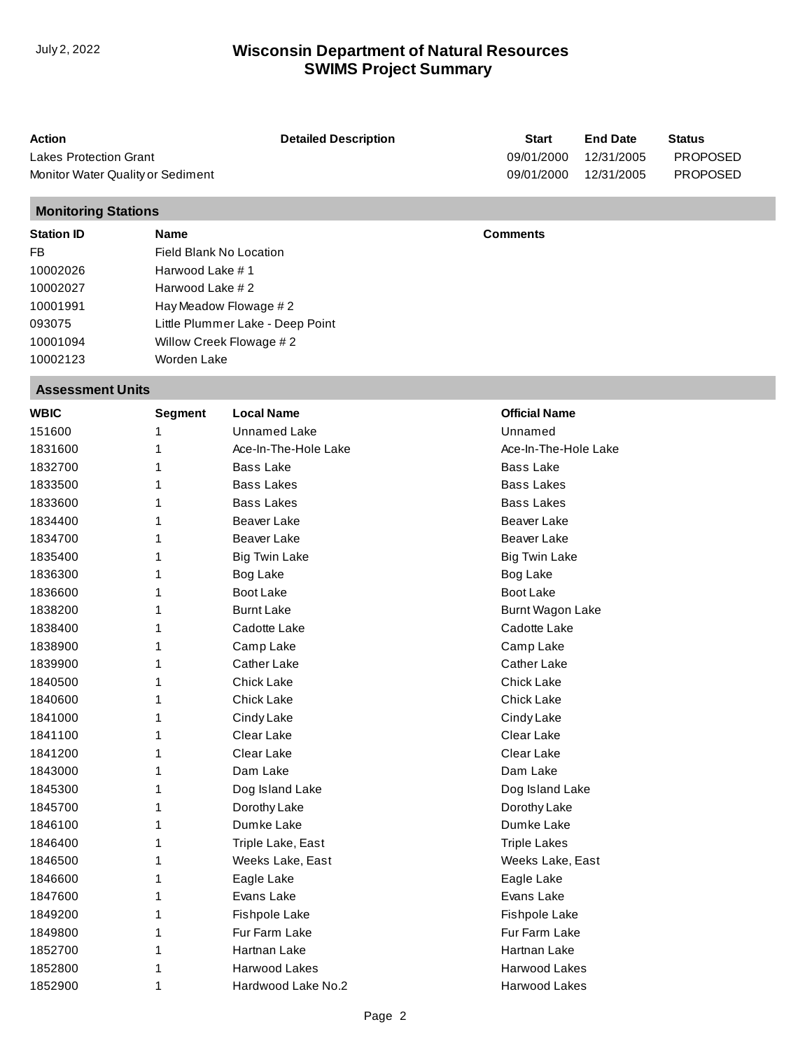# Wisconsin Department of Natural Resources
## SWIMS Project Summary

| Action | Detailed Description | Start | End Date | Status |
|---|---|---|---|---|
| Lakes Protection Grant | | 09/01/2000 | 12/31/2005 | PROPOSED |
| Monitor Water Quality or Sediment | | 09/01/2000 | 12/31/2005 | PROPOSED |

### Monitoring Stations

| Station ID | Name | Comments |
|---|---|---|
| FB | Field Blank No Location | |
| 10002026 | Harwood Lake # 1 | |
| 10002027 | Harwood Lake # 2 | |
| 10001991 | Hay Meadow Flowage # 2 | |
| 093075 | Little Plummer Lake - Deep Point | |
| 10001094 | Willow Creek Flowage # 2 | |
| 10002123 | Worden Lake | |

### Assessment Units

| WBIC | Segment | Local Name | Official Name |
|---|---|---|---|
| 151600 | 1 | Unnamed Lake | Unnamed |
| 1831600 | 1 | Ace-In-The-Hole Lake | Ace-In-The-Hole Lake |
| 1832700 | 1 | Bass Lake | Bass Lake |
| 1833500 | 1 | Bass Lakes | Bass Lakes |
| 1833600 | 1 | Bass Lakes | Bass Lakes |
| 1834400 | 1 | Beaver Lake | Beaver Lake |
| 1834700 | 1 | Beaver Lake | Beaver Lake |
| 1835400 | 1 | Big Twin Lake | Big Twin Lake |
| 1836300 | 1 | Bog Lake | Bog Lake |
| 1836600 | 1 | Boot Lake | Boot Lake |
| 1838200 | 1 | Burnt Lake | Burnt Wagon Lake |
| 1838400 | 1 | Cadotte Lake | Cadotte Lake |
| 1838900 | 1 | Camp Lake | Camp Lake |
| 1839900 | 1 | Cather Lake | Cather Lake |
| 1840500 | 1 | Chick Lake | Chick Lake |
| 1840600 | 1 | Chick Lake | Chick Lake |
| 1841000 | 1 | Cindy Lake | Cindy Lake |
| 1841100 | 1 | Clear Lake | Clear Lake |
| 1841200 | 1 | Clear Lake | Clear Lake |
| 1843000 | 1 | Dam Lake | Dam Lake |
| 1845300 | 1 | Dog Island Lake | Dog Island Lake |
| 1845700 | 1 | Dorothy Lake | Dorothy Lake |
| 1846100 | 1 | Dumke Lake | Dumke Lake |
| 1846400 | 1 | Triple Lake, East | Triple Lakes |
| 1846500 | 1 | Weeks Lake, East | Weeks Lake, East |
| 1846600 | 1 | Eagle Lake | Eagle Lake |
| 1847600 | 1 | Evans Lake | Evans Lake |
| 1849200 | 1 | Fishpole Lake | Fishpole Lake |
| 1849800 | 1 | Fur Farm Lake | Fur Farm Lake |
| 1852700 | 1 | Hartnan Lake | Hartnan Lake |
| 1852800 | 1 | Harwood Lakes | Harwood Lakes |
| 1852900 | 1 | Hardwood Lake No.2 | Harwood Lakes |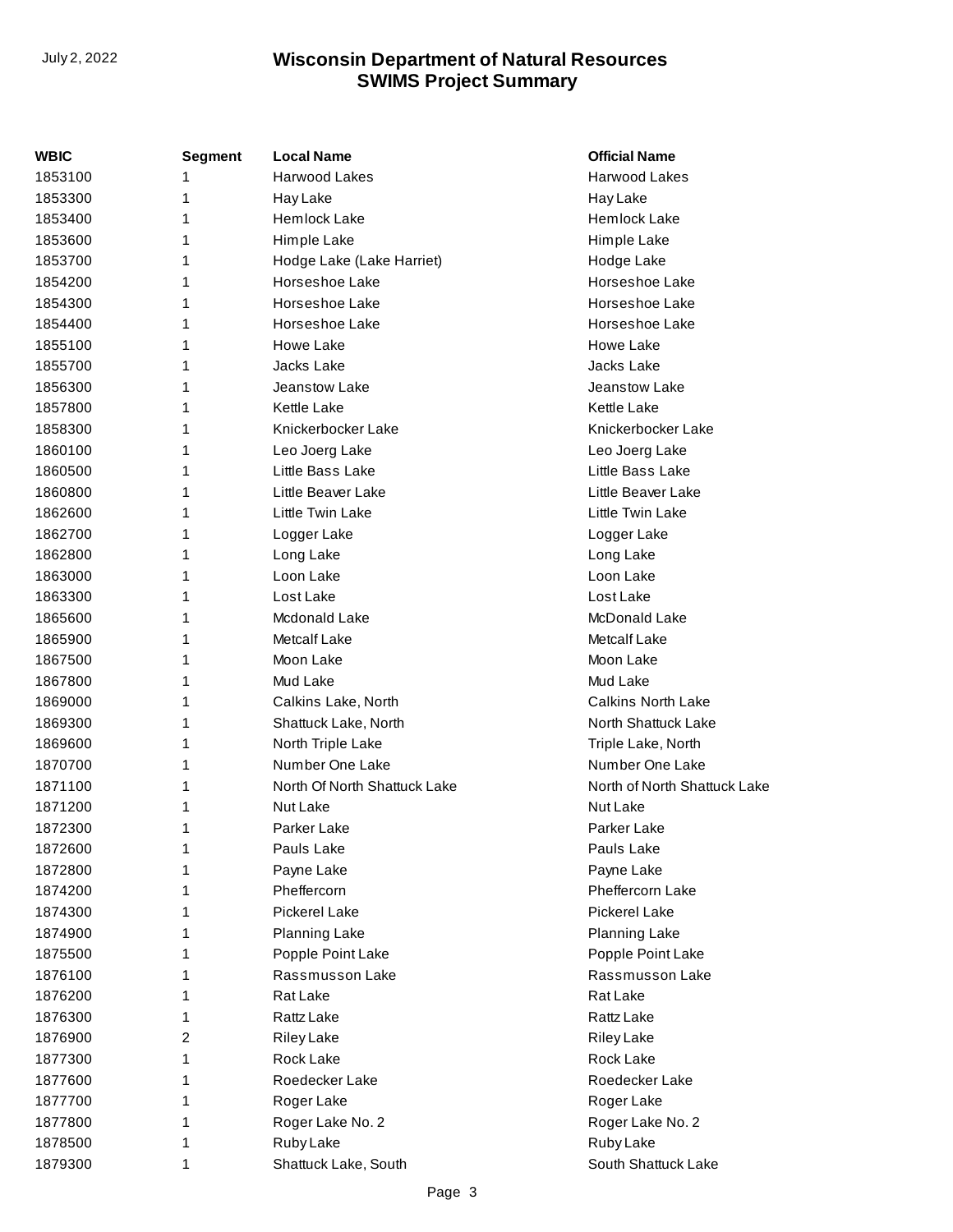| WBIC | Segment | Local Name | Official Name |
|---|---|---|---|
| 1853100 | 1 | Harwood Lakes | Harwood Lakes |
| 1853300 | 1 | Hay Lake | Hay Lake |
| 1853400 | 1 | Hemlock Lake | Hemlock Lake |
| 1853600 | 1 | Himple Lake | Himple Lake |
| 1853700 | 1 | Hodge Lake (Lake Harriet) | Hodge Lake |
| 1854200 | 1 | Horseshoe Lake | Horseshoe Lake |
| 1854300 | 1 | Horseshoe Lake | Horseshoe Lake |
| 1854400 | 1 | Horseshoe Lake | Horseshoe Lake |
| 1855100 | 1 | Howe Lake | Howe Lake |
| 1855700 | 1 | Jacks Lake | Jacks Lake |
| 1856300 | 1 | Jeanstow Lake | Jeanstow Lake |
| 1857800 | 1 | Kettle Lake | Kettle Lake |
| 1858300 | 1 | Knickerbocker Lake | Knickerbocker Lake |
| 1860100 | 1 | Leo Joerg Lake | Leo Joerg Lake |
| 1860500 | 1 | Little Bass Lake | Little Bass Lake |
| 1860800 | 1 | Little Beaver Lake | Little Beaver Lake |
| 1862600 | 1 | Little Twin Lake | Little Twin Lake |
| 1862700 | 1 | Logger Lake | Logger Lake |
| 1862800 | 1 | Long Lake | Long Lake |
| 1863000 | 1 | Loon Lake | Loon Lake |
| 1863300 | 1 | Lost Lake | Lost Lake |
| 1865600 | 1 | Mcdonald Lake | McDonald Lake |
| 1865900 | 1 | Metcalf Lake | Metcalf Lake |
| 1867500 | 1 | Moon Lake | Moon Lake |
| 1867800 | 1 | Mud Lake | Mud Lake |
| 1869000 | 1 | Calkins Lake, North | Calkins North Lake |
| 1869300 | 1 | Shattuck Lake, North | North Shattuck Lake |
| 1869600 | 1 | North Triple Lake | Triple Lake, North |
| 1870700 | 1 | Number One Lake | Number One Lake |
| 1871100 | 1 | North Of North Shattuck Lake | North of North Shattuck Lake |
| 1871200 | 1 | Nut Lake | Nut Lake |
| 1872300 | 1 | Parker Lake | Parker Lake |
| 1872600 | 1 | Pauls Lake | Pauls Lake |
| 1872800 | 1 | Payne Lake | Payne Lake |
| 1874200 | 1 | Pheffercorn | Pheffercorn Lake |
| 1874300 | 1 | Pickerel Lake | Pickerel Lake |
| 1874900 | 1 | Planning Lake | Planning Lake |
| 1875500 | 1 | Popple Point Lake | Popple Point Lake |
| 1876100 | 1 | Rassmusson Lake | Rassmusson Lake |
| 1876200 | 1 | Rat Lake | Rat Lake |
| 1876300 | 1 | Rattz Lake | Rattz Lake |
| 1876900 | 2 | Riley Lake | Riley Lake |
| 1877300 | 1 | Rock Lake | Rock Lake |
| 1877600 | 1 | Roedecker Lake | Roedecker Lake |
| 1877700 | 1 | Roger Lake | Roger Lake |
| 1877800 | 1 | Roger Lake No. 2 | Roger Lake No. 2 |
| 1878500 | 1 | Ruby Lake | Ruby Lake |
| 1879300 | 1 | Shattuck Lake, South | South Shattuck Lake |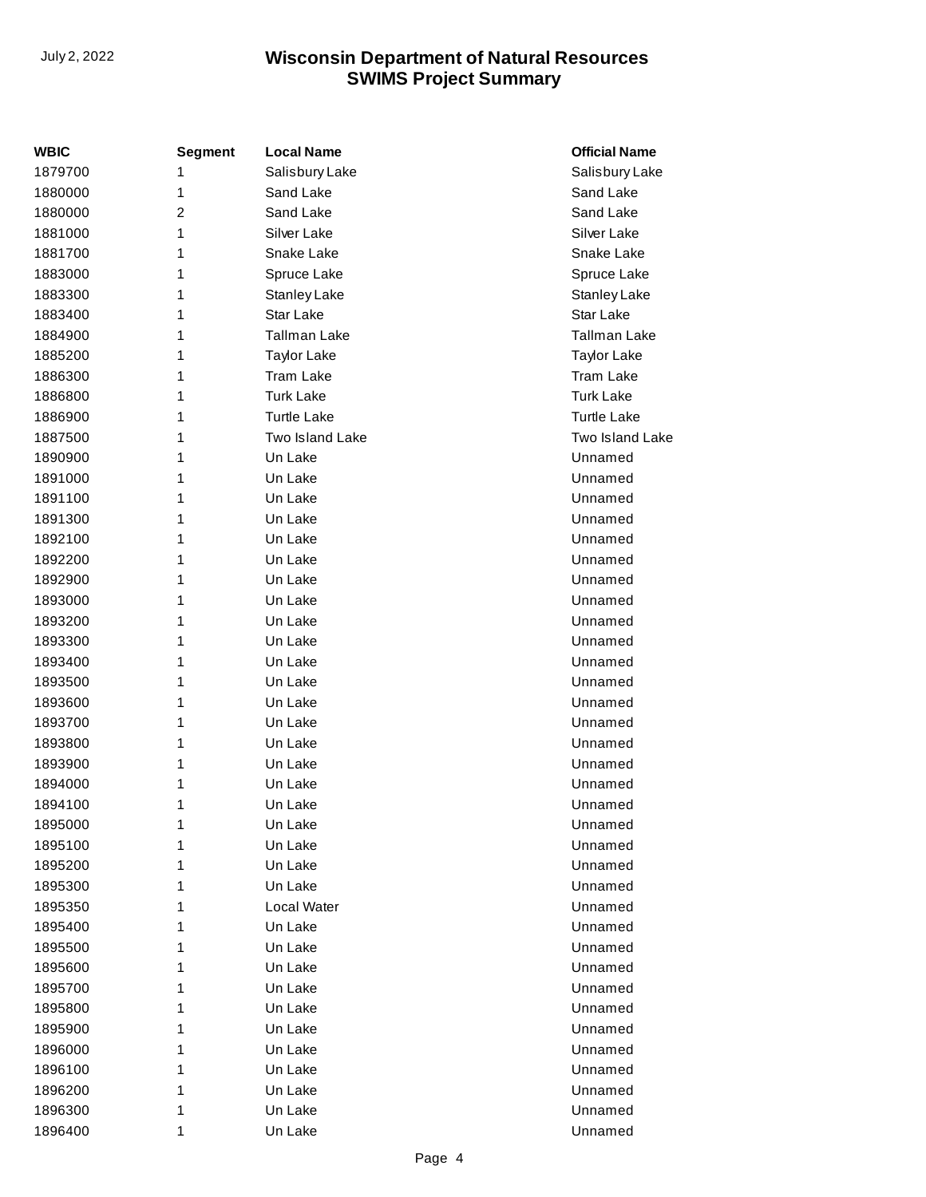| WBIC | Segment | Local Name | Official Name |
| --- | --- | --- | --- |
| 1879700 | 1 | Salisbury Lake | Salisbury Lake |
| 1880000 | 1 | Sand Lake | Sand Lake |
| 1880000 | 2 | Sand Lake | Sand Lake |
| 1881000 | 1 | Silver Lake | Silver Lake |
| 1881700 | 1 | Snake Lake | Snake Lake |
| 1883000 | 1 | Spruce Lake | Spruce Lake |
| 1883300 | 1 | Stanley Lake | Stanley Lake |
| 1883400 | 1 | Star Lake | Star Lake |
| 1884900 | 1 | Tallman Lake | Tallman Lake |
| 1885200 | 1 | Taylor Lake | Taylor Lake |
| 1886300 | 1 | Tram Lake | Tram Lake |
| 1886800 | 1 | Turk Lake | Turk Lake |
| 1886900 | 1 | Turtle Lake | Turtle Lake |
| 1887500 | 1 | Two Island Lake | Two Island Lake |
| 1890900 | 1 | Un Lake | Unnamed |
| 1891000 | 1 | Un Lake | Unnamed |
| 1891100 | 1 | Un Lake | Unnamed |
| 1891300 | 1 | Un Lake | Unnamed |
| 1892100 | 1 | Un Lake | Unnamed |
| 1892200 | 1 | Un Lake | Unnamed |
| 1892900 | 1 | Un Lake | Unnamed |
| 1893000 | 1 | Un Lake | Unnamed |
| 1893200 | 1 | Un Lake | Unnamed |
| 1893300 | 1 | Un Lake | Unnamed |
| 1893400 | 1 | Un Lake | Unnamed |
| 1893500 | 1 | Un Lake | Unnamed |
| 1893600 | 1 | Un Lake | Unnamed |
| 1893700 | 1 | Un Lake | Unnamed |
| 1893800 | 1 | Un Lake | Unnamed |
| 1893900 | 1 | Un Lake | Unnamed |
| 1894000 | 1 | Un Lake | Unnamed |
| 1894100 | 1 | Un Lake | Unnamed |
| 1895000 | 1 | Un Lake | Unnamed |
| 1895100 | 1 | Un Lake | Unnamed |
| 1895200 | 1 | Un Lake | Unnamed |
| 1895300 | 1 | Un Lake | Unnamed |
| 1895350 | 1 | Local Water | Unnamed |
| 1895400 | 1 | Un Lake | Unnamed |
| 1895500 | 1 | Un Lake | Unnamed |
| 1895600 | 1 | Un Lake | Unnamed |
| 1895700 | 1 | Un Lake | Unnamed |
| 1895800 | 1 | Un Lake | Unnamed |
| 1895900 | 1 | Un Lake | Unnamed |
| 1896000 | 1 | Un Lake | Unnamed |
| 1896100 | 1 | Un Lake | Unnamed |
| 1896200 | 1 | Un Lake | Unnamed |
| 1896300 | 1 | Un Lake | Unnamed |
| 1896400 | 1 | Un Lake | Unnamed |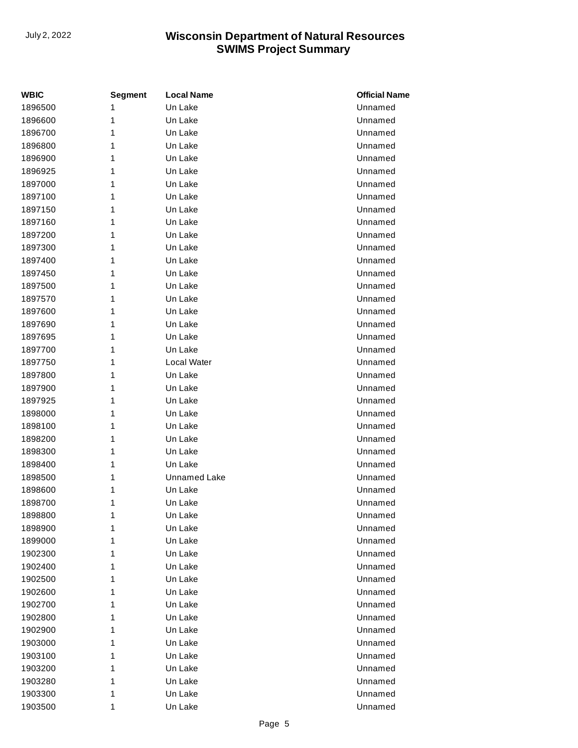| WBIC | Segment | Local Name | Official Name |
|---|---|---|---|
| 1896500 | 1 | Un Lake | Unnamed |
| 1896600 | 1 | Un Lake | Unnamed |
| 1896700 | 1 | Un Lake | Unnamed |
| 1896800 | 1 | Un Lake | Unnamed |
| 1896900 | 1 | Un Lake | Unnamed |
| 1896925 | 1 | Un Lake | Unnamed |
| 1897000 | 1 | Un Lake | Unnamed |
| 1897100 | 1 | Un Lake | Unnamed |
| 1897150 | 1 | Un Lake | Unnamed |
| 1897160 | 1 | Un Lake | Unnamed |
| 1897200 | 1 | Un Lake | Unnamed |
| 1897300 | 1 | Un Lake | Unnamed |
| 1897400 | 1 | Un Lake | Unnamed |
| 1897450 | 1 | Un Lake | Unnamed |
| 1897500 | 1 | Un Lake | Unnamed |
| 1897570 | 1 | Un Lake | Unnamed |
| 1897600 | 1 | Un Lake | Unnamed |
| 1897690 | 1 | Un Lake | Unnamed |
| 1897695 | 1 | Un Lake | Unnamed |
| 1897700 | 1 | Un Lake | Unnamed |
| 1897750 | 1 | Local Water | Unnamed |
| 1897800 | 1 | Un Lake | Unnamed |
| 1897900 | 1 | Un Lake | Unnamed |
| 1897925 | 1 | Un Lake | Unnamed |
| 1898000 | 1 | Un Lake | Unnamed |
| 1898100 | 1 | Un Lake | Unnamed |
| 1898200 | 1 | Un Lake | Unnamed |
| 1898300 | 1 | Un Lake | Unnamed |
| 1898400 | 1 | Un Lake | Unnamed |
| 1898500 | 1 | Unnamed Lake | Unnamed |
| 1898600 | 1 | Un Lake | Unnamed |
| 1898700 | 1 | Un Lake | Unnamed |
| 1898800 | 1 | Un Lake | Unnamed |
| 1898900 | 1 | Un Lake | Unnamed |
| 1899000 | 1 | Un Lake | Unnamed |
| 1902300 | 1 | Un Lake | Unnamed |
| 1902400 | 1 | Un Lake | Unnamed |
| 1902500 | 1 | Un Lake | Unnamed |
| 1902600 | 1 | Un Lake | Unnamed |
| 1902700 | 1 | Un Lake | Unnamed |
| 1902800 | 1 | Un Lake | Unnamed |
| 1902900 | 1 | Un Lake | Unnamed |
| 1903000 | 1 | Un Lake | Unnamed |
| 1903100 | 1 | Un Lake | Unnamed |
| 1903200 | 1 | Un Lake | Unnamed |
| 1903280 | 1 | Un Lake | Unnamed |
| 1903300 | 1 | Un Lake | Unnamed |
| 1903500 | 1 | Un Lake | Unnamed |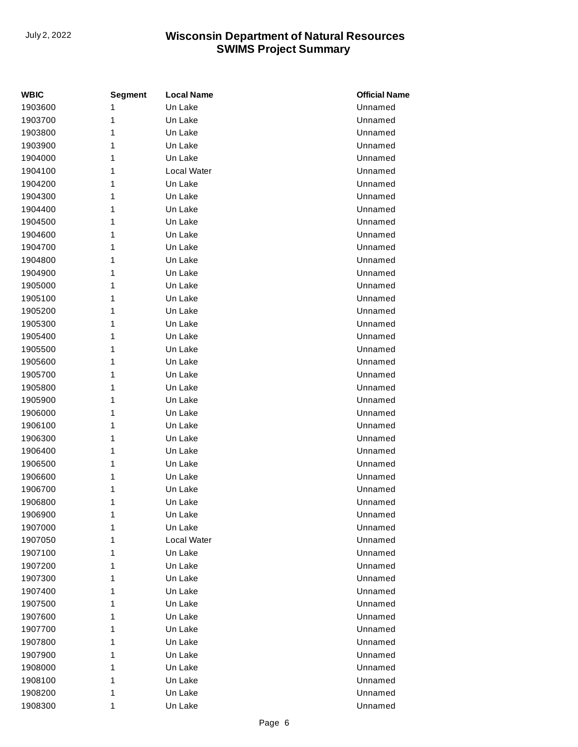| WBIC | Segment | Local Name | Official Name |
| --- | --- | --- | --- |
| 1903600 | 1 | Un Lake | Unnamed |
| 1903700 | 1 | Un Lake | Unnamed |
| 1903800 | 1 | Un Lake | Unnamed |
| 1903900 | 1 | Un Lake | Unnamed |
| 1904000 | 1 | Un Lake | Unnamed |
| 1904100 | 1 | Local Water | Unnamed |
| 1904200 | 1 | Un Lake | Unnamed |
| 1904300 | 1 | Un Lake | Unnamed |
| 1904400 | 1 | Un Lake | Unnamed |
| 1904500 | 1 | Un Lake | Unnamed |
| 1904600 | 1 | Un Lake | Unnamed |
| 1904700 | 1 | Un Lake | Unnamed |
| 1904800 | 1 | Un Lake | Unnamed |
| 1904900 | 1 | Un Lake | Unnamed |
| 1905000 | 1 | Un Lake | Unnamed |
| 1905100 | 1 | Un Lake | Unnamed |
| 1905200 | 1 | Un Lake | Unnamed |
| 1905300 | 1 | Un Lake | Unnamed |
| 1905400 | 1 | Un Lake | Unnamed |
| 1905500 | 1 | Un Lake | Unnamed |
| 1905600 | 1 | Un Lake | Unnamed |
| 1905700 | 1 | Un Lake | Unnamed |
| 1905800 | 1 | Un Lake | Unnamed |
| 1905900 | 1 | Un Lake | Unnamed |
| 1906000 | 1 | Un Lake | Unnamed |
| 1906100 | 1 | Un Lake | Unnamed |
| 1906300 | 1 | Un Lake | Unnamed |
| 1906400 | 1 | Un Lake | Unnamed |
| 1906500 | 1 | Un Lake | Unnamed |
| 1906600 | 1 | Un Lake | Unnamed |
| 1906700 | 1 | Un Lake | Unnamed |
| 1906800 | 1 | Un Lake | Unnamed |
| 1906900 | 1 | Un Lake | Unnamed |
| 1907000 | 1 | Un Lake | Unnamed |
| 1907050 | 1 | Local Water | Unnamed |
| 1907100 | 1 | Un Lake | Unnamed |
| 1907200 | 1 | Un Lake | Unnamed |
| 1907300 | 1 | Un Lake | Unnamed |
| 1907400 | 1 | Un Lake | Unnamed |
| 1907500 | 1 | Un Lake | Unnamed |
| 1907600 | 1 | Un Lake | Unnamed |
| 1907700 | 1 | Un Lake | Unnamed |
| 1907800 | 1 | Un Lake | Unnamed |
| 1907900 | 1 | Un Lake | Unnamed |
| 1908000 | 1 | Un Lake | Unnamed |
| 1908100 | 1 | Un Lake | Unnamed |
| 1908200 | 1 | Un Lake | Unnamed |
| 1908300 | 1 | Un Lake | Unnamed |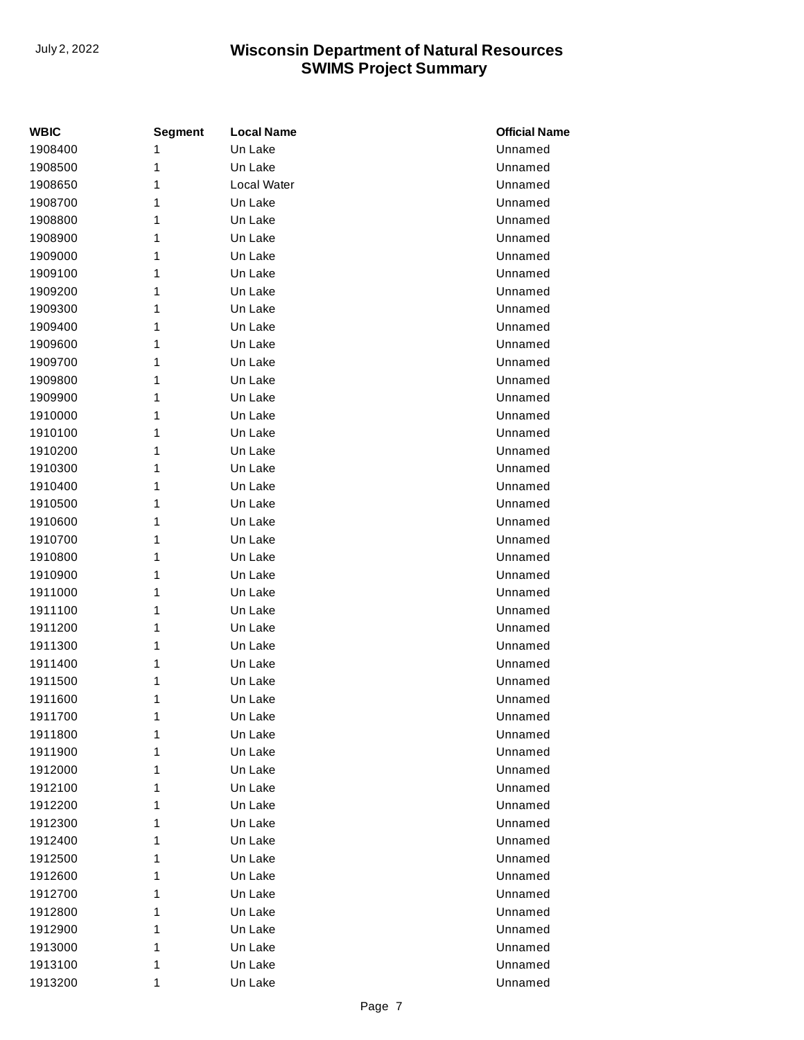| WBIC | Segment | Local Name | Official Name |
| --- | --- | --- | --- |
| 1908400 | 1 | Un Lake | Unnamed |
| 1908500 | 1 | Un Lake | Unnamed |
| 1908650 | 1 | Local Water | Unnamed |
| 1908700 | 1 | Un Lake | Unnamed |
| 1908800 | 1 | Un Lake | Unnamed |
| 1908900 | 1 | Un Lake | Unnamed |
| 1909000 | 1 | Un Lake | Unnamed |
| 1909100 | 1 | Un Lake | Unnamed |
| 1909200 | 1 | Un Lake | Unnamed |
| 1909300 | 1 | Un Lake | Unnamed |
| 1909400 | 1 | Un Lake | Unnamed |
| 1909600 | 1 | Un Lake | Unnamed |
| 1909700 | 1 | Un Lake | Unnamed |
| 1909800 | 1 | Un Lake | Unnamed |
| 1909900 | 1 | Un Lake | Unnamed |
| 1910000 | 1 | Un Lake | Unnamed |
| 1910100 | 1 | Un Lake | Unnamed |
| 1910200 | 1 | Un Lake | Unnamed |
| 1910300 | 1 | Un Lake | Unnamed |
| 1910400 | 1 | Un Lake | Unnamed |
| 1910500 | 1 | Un Lake | Unnamed |
| 1910600 | 1 | Un Lake | Unnamed |
| 1910700 | 1 | Un Lake | Unnamed |
| 1910800 | 1 | Un Lake | Unnamed |
| 1910900 | 1 | Un Lake | Unnamed |
| 1911000 | 1 | Un Lake | Unnamed |
| 1911100 | 1 | Un Lake | Unnamed |
| 1911200 | 1 | Un Lake | Unnamed |
| 1911300 | 1 | Un Lake | Unnamed |
| 1911400 | 1 | Un Lake | Unnamed |
| 1911500 | 1 | Un Lake | Unnamed |
| 1911600 | 1 | Un Lake | Unnamed |
| 1911700 | 1 | Un Lake | Unnamed |
| 1911800 | 1 | Un Lake | Unnamed |
| 1911900 | 1 | Un Lake | Unnamed |
| 1912000 | 1 | Un Lake | Unnamed |
| 1912100 | 1 | Un Lake | Unnamed |
| 1912200 | 1 | Un Lake | Unnamed |
| 1912300 | 1 | Un Lake | Unnamed |
| 1912400 | 1 | Un Lake | Unnamed |
| 1912500 | 1 | Un Lake | Unnamed |
| 1912600 | 1 | Un Lake | Unnamed |
| 1912700 | 1 | Un Lake | Unnamed |
| 1912800 | 1 | Un Lake | Unnamed |
| 1912900 | 1 | Un Lake | Unnamed |
| 1913000 | 1 | Un Lake | Unnamed |
| 1913100 | 1 | Un Lake | Unnamed |
| 1913200 | 1 | Un Lake | Unnamed |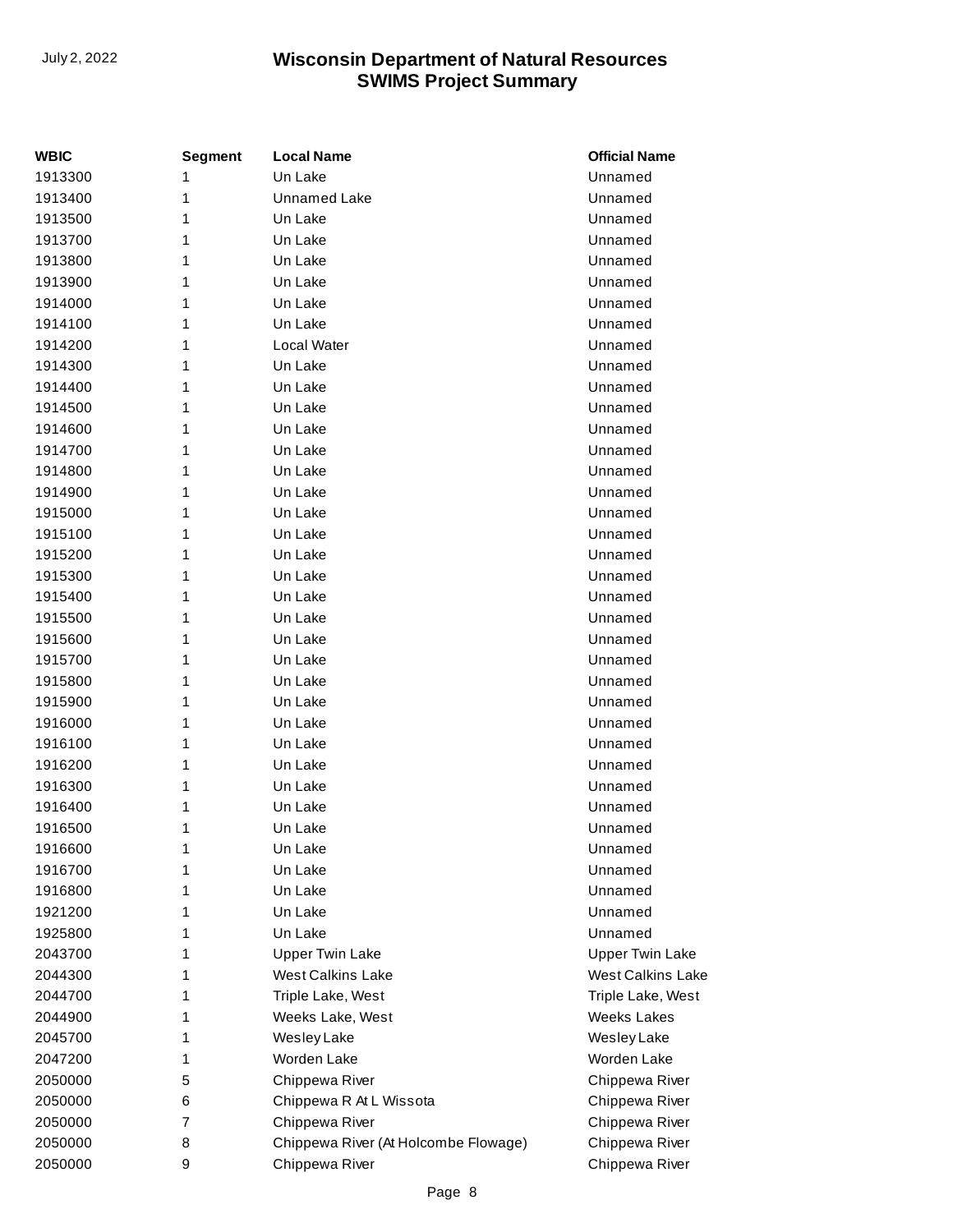| WBIC | Segment | Local Name | Official Name |
|---|---|---|---|
| 1913300 | 1 | Un Lake | Unnamed |
| 1913400 | 1 | Unnamed Lake | Unnamed |
| 1913500 | 1 | Un Lake | Unnamed |
| 1913700 | 1 | Un Lake | Unnamed |
| 1913800 | 1 | Un Lake | Unnamed |
| 1913900 | 1 | Un Lake | Unnamed |
| 1914000 | 1 | Un Lake | Unnamed |
| 1914100 | 1 | Un Lake | Unnamed |
| 1914200 | 1 | Local Water | Unnamed |
| 1914300 | 1 | Un Lake | Unnamed |
| 1914400 | 1 | Un Lake | Unnamed |
| 1914500 | 1 | Un Lake | Unnamed |
| 1914600 | 1 | Un Lake | Unnamed |
| 1914700 | 1 | Un Lake | Unnamed |
| 1914800 | 1 | Un Lake | Unnamed |
| 1914900 | 1 | Un Lake | Unnamed |
| 1915000 | 1 | Un Lake | Unnamed |
| 1915100 | 1 | Un Lake | Unnamed |
| 1915200 | 1 | Un Lake | Unnamed |
| 1915300 | 1 | Un Lake | Unnamed |
| 1915400 | 1 | Un Lake | Unnamed |
| 1915500 | 1 | Un Lake | Unnamed |
| 1915600 | 1 | Un Lake | Unnamed |
| 1915700 | 1 | Un Lake | Unnamed |
| 1915800 | 1 | Un Lake | Unnamed |
| 1915900 | 1 | Un Lake | Unnamed |
| 1916000 | 1 | Un Lake | Unnamed |
| 1916100 | 1 | Un Lake | Unnamed |
| 1916200 | 1 | Un Lake | Unnamed |
| 1916300 | 1 | Un Lake | Unnamed |
| 1916400 | 1 | Un Lake | Unnamed |
| 1916500 | 1 | Un Lake | Unnamed |
| 1916600 | 1 | Un Lake | Unnamed |
| 1916700 | 1 | Un Lake | Unnamed |
| 1916800 | 1 | Un Lake | Unnamed |
| 1921200 | 1 | Un Lake | Unnamed |
| 1925800 | 1 | Un Lake | Unnamed |
| 2043700 | 1 | Upper Twin Lake | Upper Twin Lake |
| 2044300 | 1 | West Calkins Lake | West Calkins Lake |
| 2044700 | 1 | Triple Lake, West | Triple Lake, West |
| 2044900 | 1 | Weeks Lake, West | Weeks Lakes |
| 2045700 | 1 | Wesley Lake | Wesley Lake |
| 2047200 | 1 | Worden Lake | Worden Lake |
| 2050000 | 5 | Chippewa River | Chippewa River |
| 2050000 | 6 | Chippewa R At L Wissota | Chippewa River |
| 2050000 | 7 | Chippewa River | Chippewa River |
| 2050000 | 8 | Chippewa River (At Holcombe Flowage) | Chippewa River |
| 2050000 | 9 | Chippewa River | Chippewa River |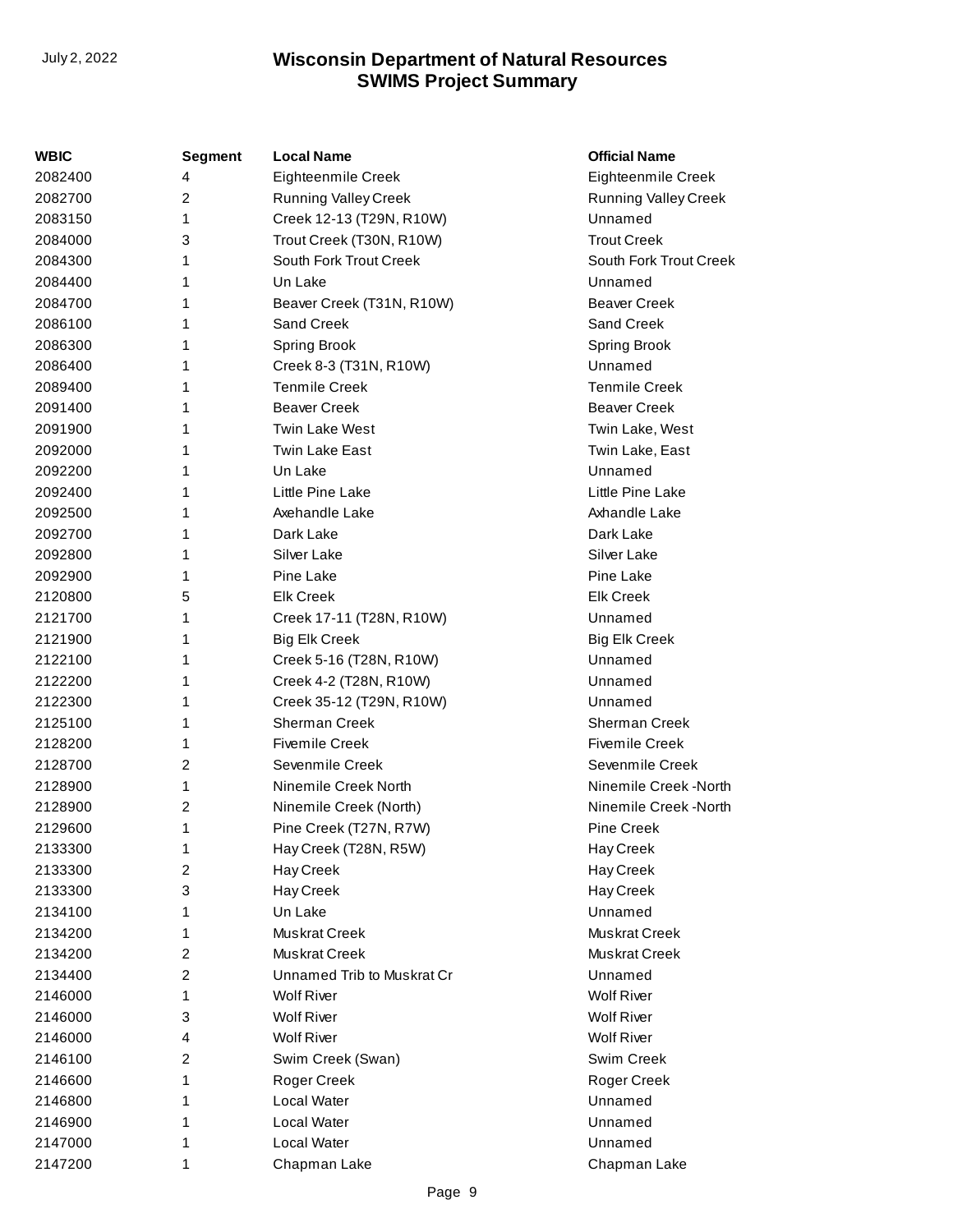| WBIC | Segment | Local Name | Official Name |
| --- | --- | --- | --- |
| 2082400 | 4 | Eighteenmile Creek | Eighteenmile Creek |
| 2082700 | 2 | Running Valley Creek | Running Valley Creek |
| 2083150 | 1 | Creek 12-13 (T29N, R10W) | Unnamed |
| 2084000 | 3 | Trout Creek (T30N, R10W) | Trout Creek |
| 2084300 | 1 | South Fork Trout Creek | South Fork Trout Creek |
| 2084400 | 1 | Un Lake | Unnamed |
| 2084700 | 1 | Beaver Creek (T31N, R10W) | Beaver Creek |
| 2086100 | 1 | Sand Creek | Sand Creek |
| 2086300 | 1 | Spring Brook | Spring Brook |
| 2086400 | 1 | Creek 8-3 (T31N, R10W) | Unnamed |
| 2089400 | 1 | Tenmile Creek | Tenmile Creek |
| 2091400 | 1 | Beaver Creek | Beaver Creek |
| 2091900 | 1 | Twin Lake West | Twin Lake, West |
| 2092000 | 1 | Twin Lake East | Twin Lake, East |
| 2092200 | 1 | Un Lake | Unnamed |
| 2092400 | 1 | Little Pine Lake | Little Pine Lake |
| 2092500 | 1 | Axehandle Lake | Axhandle Lake |
| 2092700 | 1 | Dark Lake | Dark Lake |
| 2092800 | 1 | Silver Lake | Silver Lake |
| 2092900 | 1 | Pine Lake | Pine Lake |
| 2120800 | 5 | Elk Creek | Elk Creek |
| 2121700 | 1 | Creek 17-11 (T28N, R10W) | Unnamed |
| 2121900 | 1 | Big Elk Creek | Big Elk Creek |
| 2122100 | 1 | Creek 5-16 (T28N, R10W) | Unnamed |
| 2122200 | 1 | Creek 4-2 (T28N, R10W) | Unnamed |
| 2122300 | 1 | Creek 35-12 (T29N, R10W) | Unnamed |
| 2125100 | 1 | Sherman Creek | Sherman Creek |
| 2128200 | 1 | Fivemile Creek | Fivemile Creek |
| 2128700 | 2 | Sevenmile Creek | Sevenmile Creek |
| 2128900 | 1 | Ninemile Creek North | Ninemile Creek -North |
| 2128900 | 2 | Ninemile Creek (North) | Ninemile Creek -North |
| 2129600 | 1 | Pine Creek (T27N, R7W) | Pine Creek |
| 2133300 | 1 | Hay Creek (T28N, R5W) | Hay Creek |
| 2133300 | 2 | Hay Creek | Hay Creek |
| 2133300 | 3 | Hay Creek | Hay Creek |
| 2134100 | 1 | Un Lake | Unnamed |
| 2134200 | 1 | Muskrat Creek | Muskrat Creek |
| 2134200 | 2 | Muskrat Creek | Muskrat Creek |
| 2134400 | 2 | Unnamed Trib to Muskrat Cr | Unnamed |
| 2146000 | 1 | Wolf River | Wolf River |
| 2146000 | 3 | Wolf River | Wolf River |
| 2146000 | 4 | Wolf River | Wolf River |
| 2146100 | 2 | Swim Creek (Swan) | Swim Creek |
| 2146600 | 1 | Roger Creek | Roger Creek |
| 2146800 | 1 | Local Water | Unnamed |
| 2146900 | 1 | Local Water | Unnamed |
| 2147000 | 1 | Local Water | Unnamed |
| 2147200 | 1 | Chapman Lake | Chapman Lake |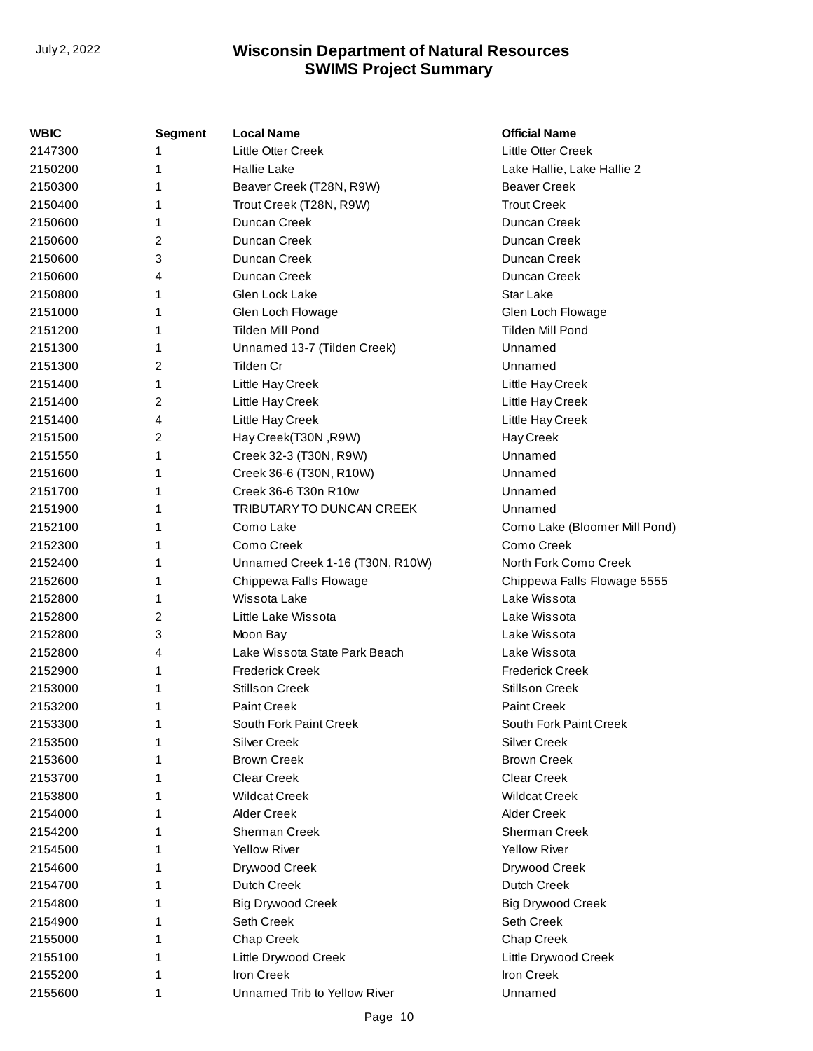| WBIC | Segment | Local Name | Official Name |
| --- | --- | --- | --- |
| 2147300 | 1 | Little Otter Creek | Little Otter Creek |
| 2150200 | 1 | Hallie Lake | Lake Hallie, Lake Hallie 2 |
| 2150300 | 1 | Beaver Creek (T28N, R9W) | Beaver Creek |
| 2150400 | 1 | Trout Creek (T28N, R9W) | Trout Creek |
| 2150600 | 1 | Duncan Creek | Duncan Creek |
| 2150600 | 2 | Duncan Creek | Duncan Creek |
| 2150600 | 3 | Duncan Creek | Duncan Creek |
| 2150600 | 4 | Duncan Creek | Duncan Creek |
| 2150800 | 1 | Glen Lock Lake | Star Lake |
| 2151000 | 1 | Glen Loch Flowage | Glen Loch Flowage |
| 2151200 | 1 | Tilden Mill Pond | Tilden Mill Pond |
| 2151300 | 1 | Unnamed 13-7 (Tilden Creek) | Unnamed |
| 2151300 | 2 | Tilden Cr | Unnamed |
| 2151400 | 1 | Little Hay Creek | Little Hay Creek |
| 2151400 | 2 | Little Hay Creek | Little Hay Creek |
| 2151400 | 4 | Little Hay Creek | Little Hay Creek |
| 2151500 | 2 | Hay Creek(T30N ,R9W) | Hay Creek |
| 2151550 | 1 | Creek 32-3 (T30N, R9W) | Unnamed |
| 2151600 | 1 | Creek 36-6 (T30N, R10W) | Unnamed |
| 2151700 | 1 | Creek 36-6 T30n R10w | Unnamed |
| 2151900 | 1 | TRIBUTARY TO DUNCAN CREEK | Unnamed |
| 2152100 | 1 | Como Lake | Como Lake (Bloomer Mill Pond) |
| 2152300 | 1 | Como Creek | Como Creek |
| 2152400 | 1 | Unnamed Creek 1-16 (T30N, R10W) | North Fork Como Creek |
| 2152600 | 1 | Chippewa Falls Flowage | Chippewa Falls Flowage 5555 |
| 2152800 | 1 | Wissota Lake | Lake Wissota |
| 2152800 | 2 | Little Lake Wissota | Lake Wissota |
| 2152800 | 3 | Moon Bay | Lake Wissota |
| 2152800 | 4 | Lake Wissota State Park Beach | Lake Wissota |
| 2152900 | 1 | Frederick Creek | Frederick Creek |
| 2153000 | 1 | Stillson Creek | Stillson Creek |
| 2153200 | 1 | Paint Creek | Paint Creek |
| 2153300 | 1 | South Fork Paint Creek | South Fork Paint Creek |
| 2153500 | 1 | Silver Creek | Silver Creek |
| 2153600 | 1 | Brown Creek | Brown Creek |
| 2153700 | 1 | Clear Creek | Clear Creek |
| 2153800 | 1 | Wildcat Creek | Wildcat Creek |
| 2154000 | 1 | Alder Creek | Alder Creek |
| 2154200 | 1 | Sherman Creek | Sherman Creek |
| 2154500 | 1 | Yellow River | Yellow River |
| 2154600 | 1 | Drywood Creek | Drywood Creek |
| 2154700 | 1 | Dutch Creek | Dutch Creek |
| 2154800 | 1 | Big Drywood Creek | Big Drywood Creek |
| 2154900 | 1 | Seth Creek | Seth Creek |
| 2155000 | 1 | Chap Creek | Chap Creek |
| 2155100 | 1 | Little Drywood Creek | Little Drywood Creek |
| 2155200 | 1 | Iron Creek | Iron Creek |
| 2155600 | 1 | Unnamed Trib to Yellow River | Unnamed |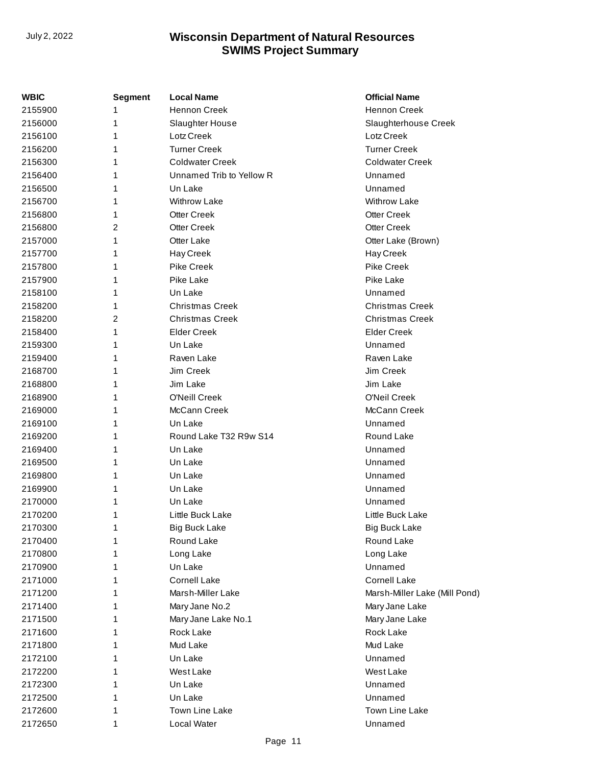| WBIC | Segment | Local Name | Official Name |
| --- | --- | --- | --- |
| 2155900 | 1 | Hennon Creek | Hennon Creek |
| 2156000 | 1 | Slaughter House | Slaughterhouse Creek |
| 2156100 | 1 | Lotz Creek | Lotz Creek |
| 2156200 | 1 | Turner Creek | Turner Creek |
| 2156300 | 1 | Coldwater Creek | Coldwater Creek |
| 2156400 | 1 | Unnamed Trib to Yellow R | Unnamed |
| 2156500 | 1 | Un Lake | Unnamed |
| 2156700 | 1 | Withrow Lake | Withrow Lake |
| 2156800 | 1 | Otter Creek | Otter Creek |
| 2156800 | 2 | Otter Creek | Otter Creek |
| 2157000 | 1 | Otter Lake | Otter Lake (Brown) |
| 2157700 | 1 | Hay Creek | Hay Creek |
| 2157800 | 1 | Pike Creek | Pike Creek |
| 2157900 | 1 | Pike Lake | Pike Lake |
| 2158100 | 1 | Un Lake | Unnamed |
| 2158200 | 1 | Christmas Creek | Christmas Creek |
| 2158200 | 2 | Christmas Creek | Christmas Creek |
| 2158400 | 1 | Elder Creek | Elder Creek |
| 2159300 | 1 | Un Lake | Unnamed |
| 2159400 | 1 | Raven Lake | Raven Lake |
| 2168700 | 1 | Jim Creek | Jim Creek |
| 2168800 | 1 | Jim Lake | Jim Lake |
| 2168900 | 1 | O'Neill Creek | O'Neil Creek |
| 2169000 | 1 | McCann Creek | McCann Creek |
| 2169100 | 1 | Un Lake | Unnamed |
| 2169200 | 1 | Round Lake T32 R9w S14 | Round Lake |
| 2169400 | 1 | Un Lake | Unnamed |
| 2169500 | 1 | Un Lake | Unnamed |
| 2169800 | 1 | Un Lake | Unnamed |
| 2169900 | 1 | Un Lake | Unnamed |
| 2170000 | 1 | Un Lake | Unnamed |
| 2170200 | 1 | Little Buck Lake | Little Buck Lake |
| 2170300 | 1 | Big Buck Lake | Big Buck Lake |
| 2170400 | 1 | Round Lake | Round Lake |
| 2170800 | 1 | Long Lake | Long Lake |
| 2170900 | 1 | Un Lake | Unnamed |
| 2171000 | 1 | Cornell Lake | Cornell Lake |
| 2171200 | 1 | Marsh-Miller Lake | Marsh-Miller Lake (Mill Pond) |
| 2171400 | 1 | Mary Jane No.2 | Mary Jane Lake |
| 2171500 | 1 | Mary Jane Lake No.1 | Mary Jane Lake |
| 2171600 | 1 | Rock Lake | Rock Lake |
| 2171800 | 1 | Mud Lake | Mud Lake |
| 2172100 | 1 | Un Lake | Unnamed |
| 2172200 | 1 | West Lake | West Lake |
| 2172300 | 1 | Un Lake | Unnamed |
| 2172500 | 1 | Un Lake | Unnamed |
| 2172600 | 1 | Town Line Lake | Town Line Lake |
| 2172650 | 1 | Local Water | Unnamed |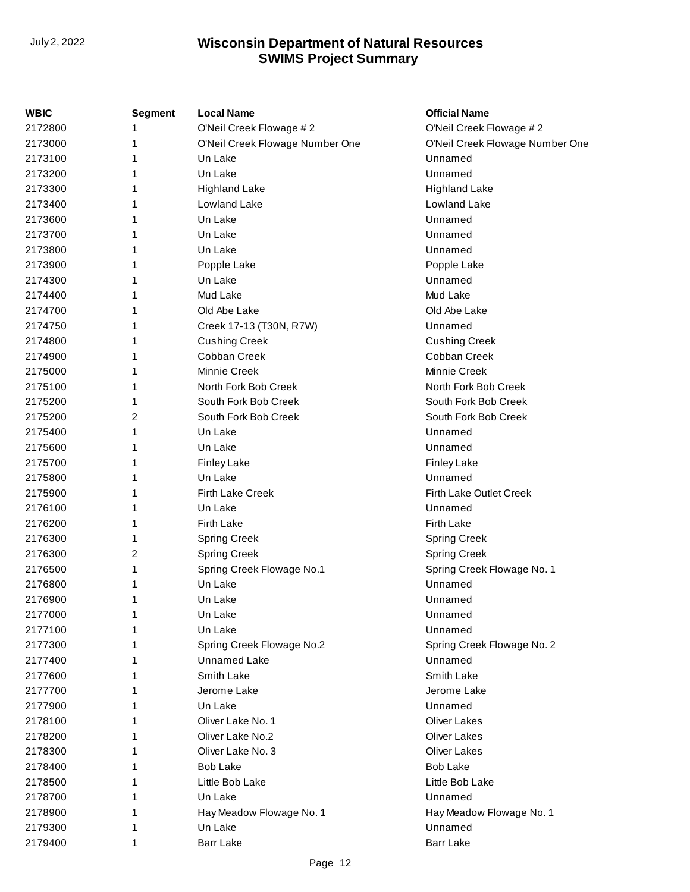| WBIC | Segment | Local Name | Official Name |
|---|---|---|---|
| 2172800 | 1 | O'Neil Creek Flowage # 2 | O'Neil Creek Flowage # 2 |
| 2173000 | 1 | O'Neil Creek Flowage Number One | O'Neil Creek Flowage Number One |
| 2173100 | 1 | Un Lake | Unnamed |
| 2173200 | 1 | Un Lake | Unnamed |
| 2173300 | 1 | Highland Lake | Highland Lake |
| 2173400 | 1 | Lowland Lake | Lowland Lake |
| 2173600 | 1 | Un Lake | Unnamed |
| 2173700 | 1 | Un Lake | Unnamed |
| 2173800 | 1 | Un Lake | Unnamed |
| 2173900 | 1 | Popple Lake | Popple Lake |
| 2174300 | 1 | Un Lake | Unnamed |
| 2174400 | 1 | Mud Lake | Mud Lake |
| 2174700 | 1 | Old Abe Lake | Old Abe Lake |
| 2174750 | 1 | Creek 17-13 (T30N, R7W) | Unnamed |
| 2174800 | 1 | Cushing Creek | Cushing Creek |
| 2174900 | 1 | Cobban Creek | Cobban Creek |
| 2175000 | 1 | Minnie Creek | Minnie Creek |
| 2175100 | 1 | North Fork Bob Creek | North Fork Bob Creek |
| 2175200 | 1 | South Fork Bob Creek | South Fork Bob Creek |
| 2175200 | 2 | South Fork Bob Creek | South Fork Bob Creek |
| 2175400 | 1 | Un Lake | Unnamed |
| 2175600 | 1 | Un Lake | Unnamed |
| 2175700 | 1 | Finley Lake | Finley Lake |
| 2175800 | 1 | Un Lake | Unnamed |
| 2175900 | 1 | Firth Lake Creek | Firth Lake Outlet Creek |
| 2176100 | 1 | Un Lake | Unnamed |
| 2176200 | 1 | Firth Lake | Firth Lake |
| 2176300 | 1 | Spring Creek | Spring Creek |
| 2176300 | 2 | Spring Creek | Spring Creek |
| 2176500 | 1 | Spring Creek Flowage No.1 | Spring Creek Flowage No. 1 |
| 2176800 | 1 | Un Lake | Unnamed |
| 2176900 | 1 | Un Lake | Unnamed |
| 2177000 | 1 | Un Lake | Unnamed |
| 2177100 | 1 | Un Lake | Unnamed |
| 2177300 | 1 | Spring Creek Flowage No.2 | Spring Creek Flowage No. 2 |
| 2177400 | 1 | Unnamed Lake | Unnamed |
| 2177600 | 1 | Smith Lake | Smith Lake |
| 2177700 | 1 | Jerome Lake | Jerome Lake |
| 2177900 | 1 | Un Lake | Unnamed |
| 2178100 | 1 | Oliver Lake No. 1 | Oliver Lakes |
| 2178200 | 1 | Oliver Lake No.2 | Oliver Lakes |
| 2178300 | 1 | Oliver Lake No. 3 | Oliver Lakes |
| 2178400 | 1 | Bob Lake | Bob Lake |
| 2178500 | 1 | Little Bob Lake | Little Bob Lake |
| 2178700 | 1 | Un Lake | Unnamed |
| 2178900 | 1 | Hay Meadow Flowage No. 1 | Hay Meadow Flowage No. 1 |
| 2179300 | 1 | Un Lake | Unnamed |
| 2179400 | 1 | Barr Lake | Barr Lake |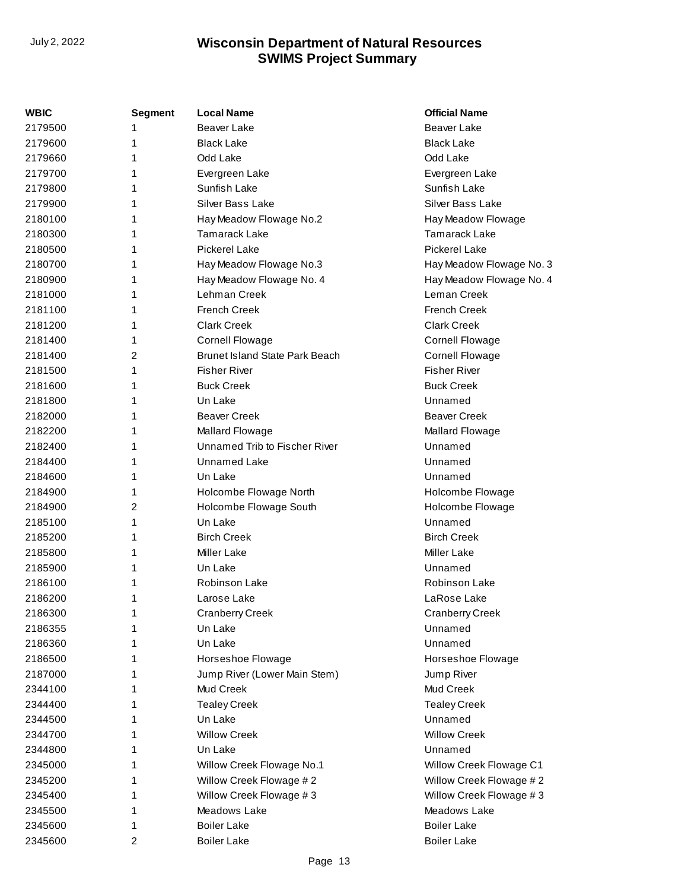| WBIC | Segment | Local Name | Official Name |
| --- | --- | --- | --- |
| 2179500 | 1 | Beaver Lake | Beaver Lake |
| 2179600 | 1 | Black Lake | Black Lake |
| 2179660 | 1 | Odd Lake | Odd Lake |
| 2179700 | 1 | Evergreen Lake | Evergreen Lake |
| 2179800 | 1 | Sunfish Lake | Sunfish Lake |
| 2179900 | 1 | Silver Bass Lake | Silver Bass Lake |
| 2180100 | 1 | Hay Meadow Flowage No.2 | Hay Meadow Flowage |
| 2180300 | 1 | Tamarack Lake | Tamarack Lake |
| 2180500 | 1 | Pickerel Lake | Pickerel Lake |
| 2180700 | 1 | Hay Meadow Flowage No.3 | Hay Meadow Flowage No. 3 |
| 2180900 | 1 | Hay Meadow Flowage No. 4 | Hay Meadow Flowage No. 4 |
| 2181000 | 1 | Lehman Creek | Leman Creek |
| 2181100 | 1 | French Creek | French Creek |
| 2181200 | 1 | Clark Creek | Clark Creek |
| 2181400 | 1 | Cornell Flowage | Cornell Flowage |
| 2181400 | 2 | Brunet Island State Park Beach | Cornell Flowage |
| 2181500 | 1 | Fisher River | Fisher River |
| 2181600 | 1 | Buck Creek | Buck Creek |
| 2181800 | 1 | Un Lake | Unnamed |
| 2182000 | 1 | Beaver Creek | Beaver Creek |
| 2182200 | 1 | Mallard Flowage | Mallard Flowage |
| 2182400 | 1 | Unnamed Trib to Fischer River | Unnamed |
| 2184400 | 1 | Unnamed Lake | Unnamed |
| 2184600 | 1 | Un Lake | Unnamed |
| 2184900 | 1 | Holcombe Flowage North | Holcombe Flowage |
| 2184900 | 2 | Holcombe Flowage South | Holcombe Flowage |
| 2185100 | 1 | Un Lake | Unnamed |
| 2185200 | 1 | Birch Creek | Birch Creek |
| 2185800 | 1 | Miller Lake | Miller Lake |
| 2185900 | 1 | Un Lake | Unnamed |
| 2186100 | 1 | Robinson Lake | Robinson Lake |
| 2186200 | 1 | Larose Lake | LaRose Lake |
| 2186300 | 1 | Cranberry Creek | Cranberry Creek |
| 2186355 | 1 | Un Lake | Unnamed |
| 2186360 | 1 | Un Lake | Unnamed |
| 2186500 | 1 | Horseshoe Flowage | Horseshoe Flowage |
| 2187000 | 1 | Jump River (Lower Main Stem) | Jump River |
| 2344100 | 1 | Mud Creek | Mud Creek |
| 2344400 | 1 | Tealey Creek | Tealey Creek |
| 2344500 | 1 | Un Lake | Unnamed |
| 2344700 | 1 | Willow Creek | Willow Creek |
| 2344800 | 1 | Un Lake | Unnamed |
| 2345000 | 1 | Willow Creek Flowage No.1 | Willow Creek Flowage C1 |
| 2345200 | 1 | Willow Creek Flowage # 2 | Willow Creek Flowage # 2 |
| 2345400 | 1 | Willow Creek Flowage # 3 | Willow Creek Flowage # 3 |
| 2345500 | 1 | Meadows Lake | Meadows Lake |
| 2345600 | 1 | Boiler Lake | Boiler Lake |
| 2345600 | 2 | Boiler Lake | Boiler Lake |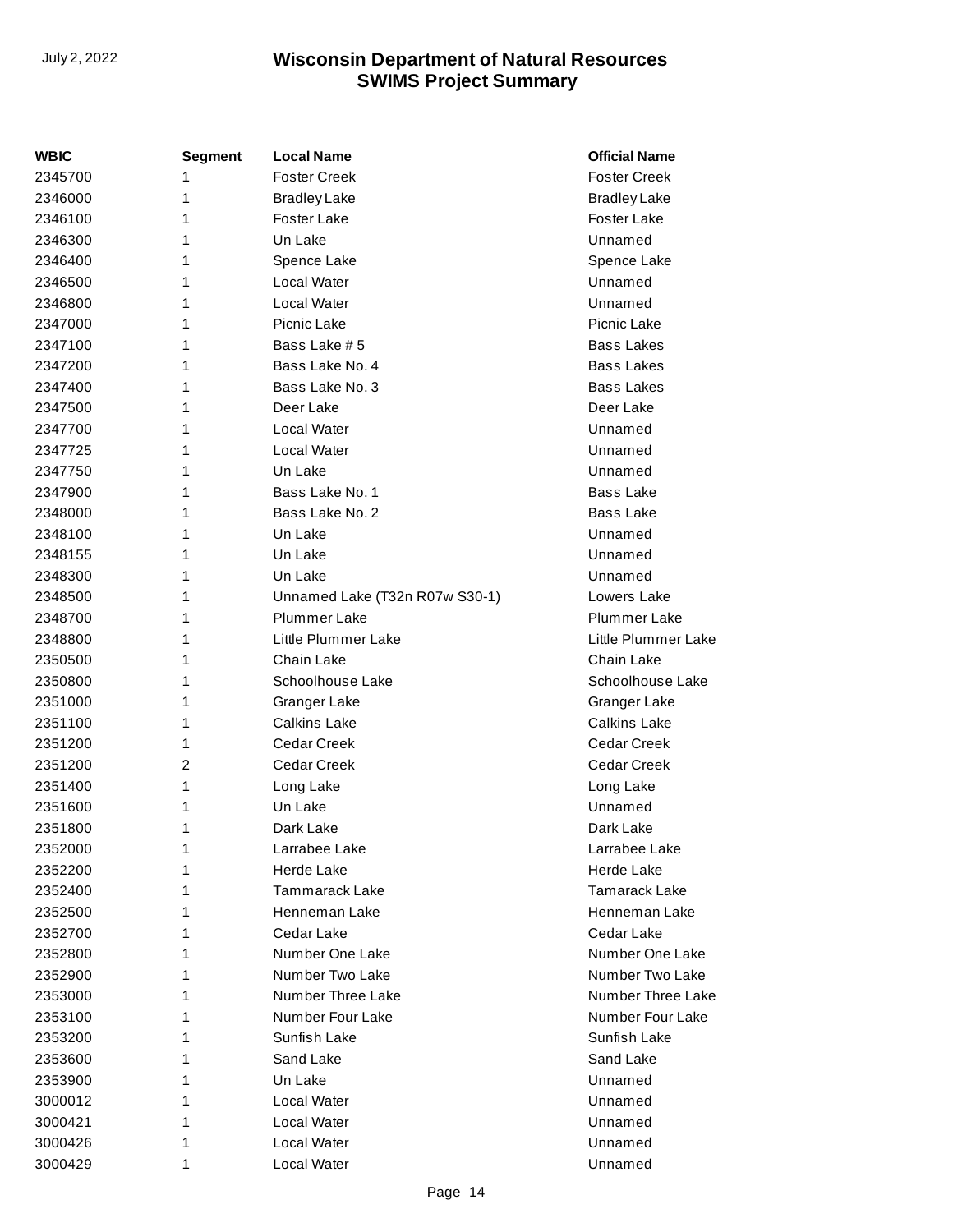| WBIC | Segment | Local Name | Official Name |
|---|---|---|---|
| 2345700 | 1 | Foster Creek | Foster Creek |
| 2346000 | 1 | Bradley Lake | Bradley Lake |
| 2346100 | 1 | Foster Lake | Foster Lake |
| 2346300 | 1 | Un Lake | Unnamed |
| 2346400 | 1 | Spence Lake | Spence Lake |
| 2346500 | 1 | Local Water | Unnamed |
| 2346800 | 1 | Local Water | Unnamed |
| 2347000 | 1 | Picnic Lake | Picnic Lake |
| 2347100 | 1 | Bass Lake # 5 | Bass Lakes |
| 2347200 | 1 | Bass Lake No. 4 | Bass Lakes |
| 2347400 | 1 | Bass Lake No. 3 | Bass Lakes |
| 2347500 | 1 | Deer Lake | Deer Lake |
| 2347700 | 1 | Local Water | Unnamed |
| 2347725 | 1 | Local Water | Unnamed |
| 2347750 | 1 | Un Lake | Unnamed |
| 2347900 | 1 | Bass Lake No. 1 | Bass Lake |
| 2348000 | 1 | Bass Lake No. 2 | Bass Lake |
| 2348100 | 1 | Un Lake | Unnamed |
| 2348155 | 1 | Un Lake | Unnamed |
| 2348300 | 1 | Un Lake | Unnamed |
| 2348500 | 1 | Unnamed Lake (T32n R07w S30-1) | Lowers Lake |
| 2348700 | 1 | Plummer Lake | Plummer Lake |
| 2348800 | 1 | Little Plummer Lake | Little Plummer Lake |
| 2350500 | 1 | Chain Lake | Chain Lake |
| 2350800 | 1 | Schoolhouse Lake | Schoolhouse Lake |
| 2351000 | 1 | Granger Lake | Granger Lake |
| 2351100 | 1 | Calkins Lake | Calkins Lake |
| 2351200 | 1 | Cedar Creek | Cedar Creek |
| 2351200 | 2 | Cedar Creek | Cedar Creek |
| 2351400 | 1 | Long Lake | Long Lake |
| 2351600 | 1 | Un Lake | Unnamed |
| 2351800 | 1 | Dark Lake | Dark Lake |
| 2352000 | 1 | Larrabee Lake | Larrabee Lake |
| 2352200 | 1 | Herde Lake | Herde Lake |
| 2352400 | 1 | Tammarack Lake | Tamarack Lake |
| 2352500 | 1 | Henneman Lake | Henneman Lake |
| 2352700 | 1 | Cedar Lake | Cedar Lake |
| 2352800 | 1 | Number One Lake | Number One Lake |
| 2352900 | 1 | Number Two Lake | Number Two Lake |
| 2353000 | 1 | Number Three Lake | Number Three Lake |
| 2353100 | 1 | Number Four Lake | Number Four Lake |
| 2353200 | 1 | Sunfish Lake | Sunfish Lake |
| 2353600 | 1 | Sand Lake | Sand Lake |
| 2353900 | 1 | Un Lake | Unnamed |
| 3000012 | 1 | Local Water | Unnamed |
| 3000421 | 1 | Local Water | Unnamed |
| 3000426 | 1 | Local Water | Unnamed |
| 3000429 | 1 | Local Water | Unnamed |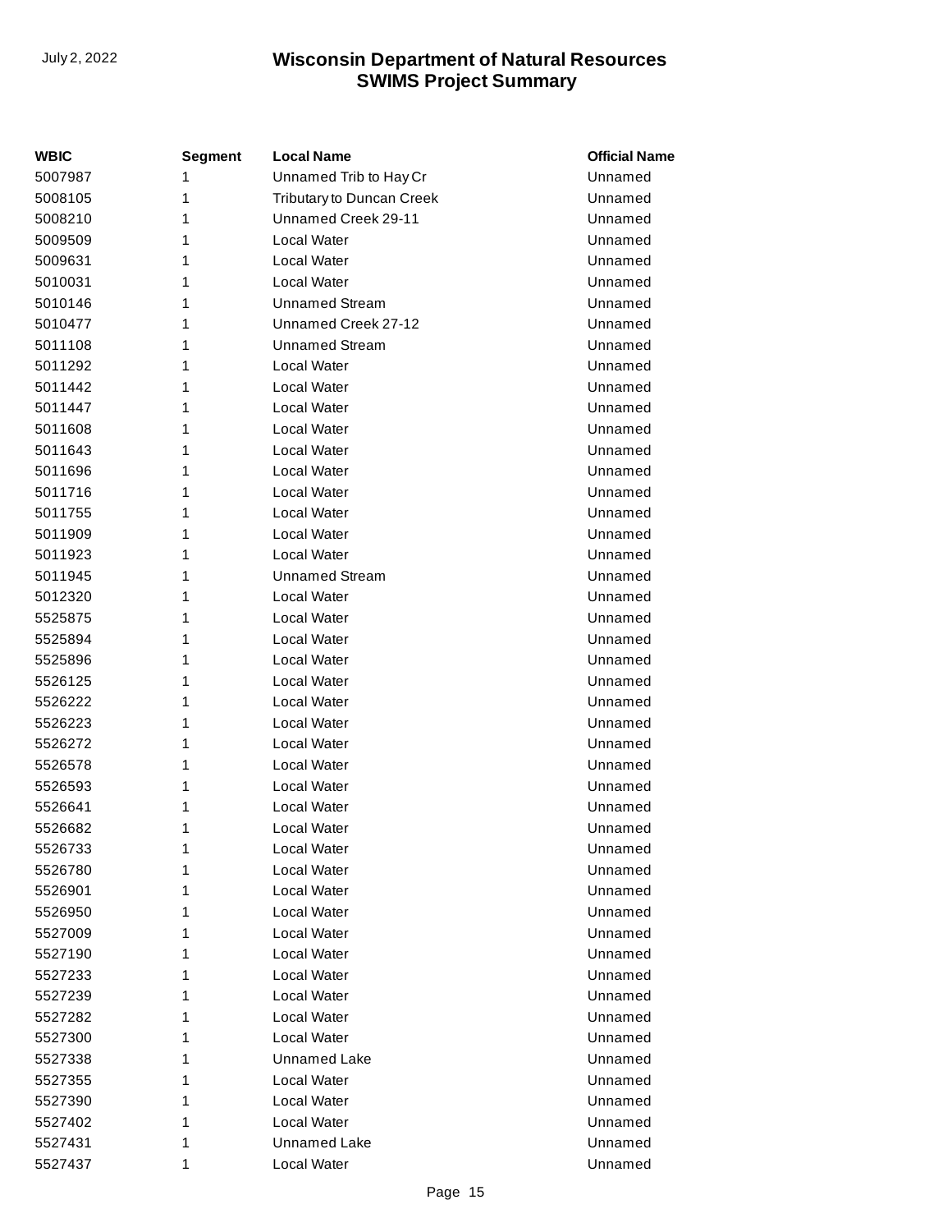| WBIC | Segment | Local Name | Official Name |
|---|---|---|---|
| 5007987 | 1 | Unnamed Trib to Hay Cr | Unnamed |
| 5008105 | 1 | Tributary to Duncan Creek | Unnamed |
| 5008210 | 1 | Unnamed Creek 29-11 | Unnamed |
| 5009509 | 1 | Local Water | Unnamed |
| 5009631 | 1 | Local Water | Unnamed |
| 5010031 | 1 | Local Water | Unnamed |
| 5010146 | 1 | Unnamed Stream | Unnamed |
| 5010477 | 1 | Unnamed Creek 27-12 | Unnamed |
| 5011108 | 1 | Unnamed Stream | Unnamed |
| 5011292 | 1 | Local Water | Unnamed |
| 5011442 | 1 | Local Water | Unnamed |
| 5011447 | 1 | Local Water | Unnamed |
| 5011608 | 1 | Local Water | Unnamed |
| 5011643 | 1 | Local Water | Unnamed |
| 5011696 | 1 | Local Water | Unnamed |
| 5011716 | 1 | Local Water | Unnamed |
| 5011755 | 1 | Local Water | Unnamed |
| 5011909 | 1 | Local Water | Unnamed |
| 5011923 | 1 | Local Water | Unnamed |
| 5011945 | 1 | Unnamed Stream | Unnamed |
| 5012320 | 1 | Local Water | Unnamed |
| 5525875 | 1 | Local Water | Unnamed |
| 5525894 | 1 | Local Water | Unnamed |
| 5525896 | 1 | Local Water | Unnamed |
| 5526125 | 1 | Local Water | Unnamed |
| 5526222 | 1 | Local Water | Unnamed |
| 5526223 | 1 | Local Water | Unnamed |
| 5526272 | 1 | Local Water | Unnamed |
| 5526578 | 1 | Local Water | Unnamed |
| 5526593 | 1 | Local Water | Unnamed |
| 5526641 | 1 | Local Water | Unnamed |
| 5526682 | 1 | Local Water | Unnamed |
| 5526733 | 1 | Local Water | Unnamed |
| 5526780 | 1 | Local Water | Unnamed |
| 5526901 | 1 | Local Water | Unnamed |
| 5526950 | 1 | Local Water | Unnamed |
| 5527009 | 1 | Local Water | Unnamed |
| 5527190 | 1 | Local Water | Unnamed |
| 5527233 | 1 | Local Water | Unnamed |
| 5527239 | 1 | Local Water | Unnamed |
| 5527282 | 1 | Local Water | Unnamed |
| 5527300 | 1 | Local Water | Unnamed |
| 5527338 | 1 | Unnamed Lake | Unnamed |
| 5527355 | 1 | Local Water | Unnamed |
| 5527390 | 1 | Local Water | Unnamed |
| 5527402 | 1 | Local Water | Unnamed |
| 5527431 | 1 | Unnamed Lake | Unnamed |
| 5527437 | 1 | Local Water | Unnamed |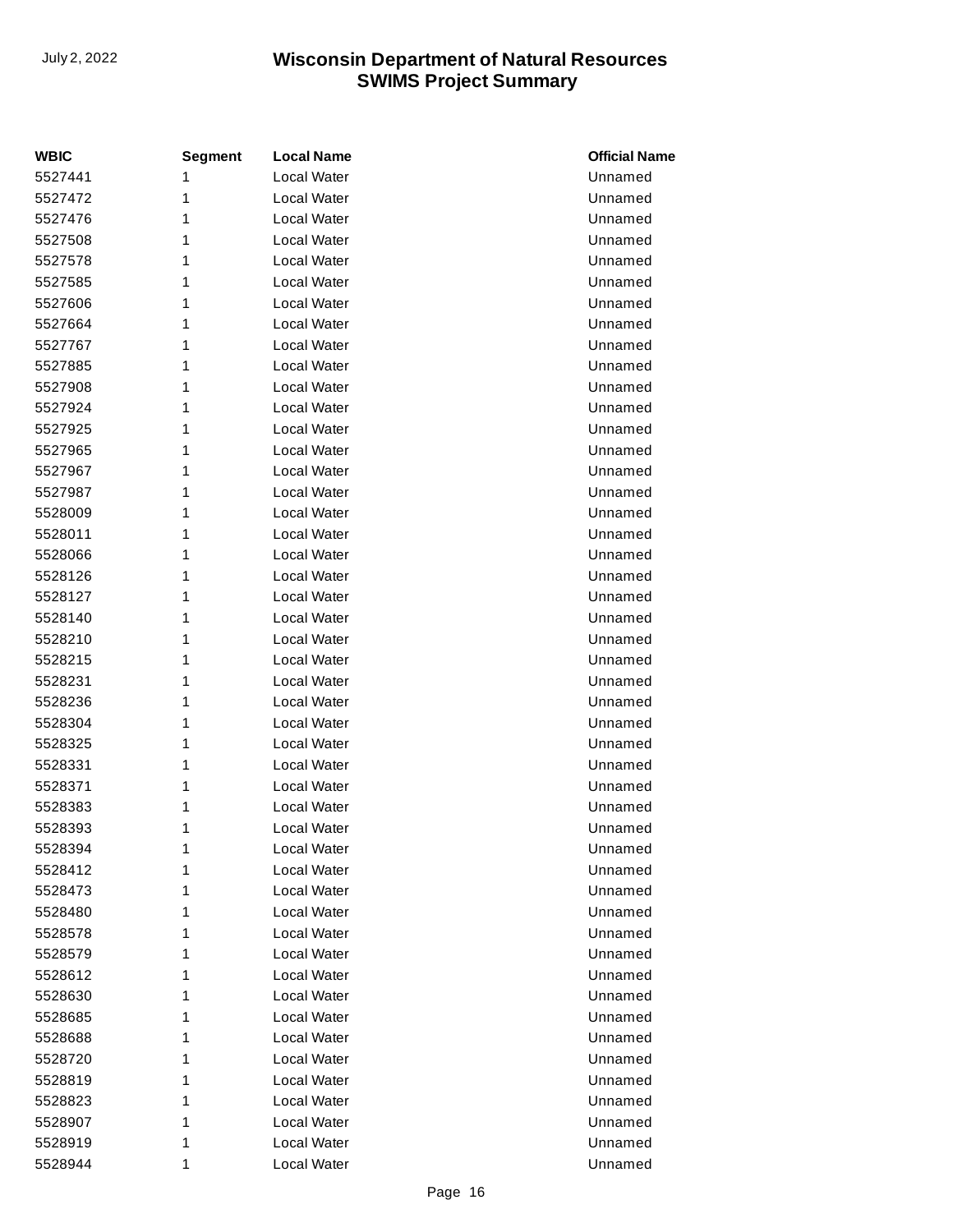| WBIC | Segment | Local Name | Official Name |
|---|---|---|---|
| 5527441 | 1 | Local Water | Unnamed |
| 5527472 | 1 | Local Water | Unnamed |
| 5527476 | 1 | Local Water | Unnamed |
| 5527508 | 1 | Local Water | Unnamed |
| 5527578 | 1 | Local Water | Unnamed |
| 5527585 | 1 | Local Water | Unnamed |
| 5527606 | 1 | Local Water | Unnamed |
| 5527664 | 1 | Local Water | Unnamed |
| 5527767 | 1 | Local Water | Unnamed |
| 5527885 | 1 | Local Water | Unnamed |
| 5527908 | 1 | Local Water | Unnamed |
| 5527924 | 1 | Local Water | Unnamed |
| 5527925 | 1 | Local Water | Unnamed |
| 5527965 | 1 | Local Water | Unnamed |
| 5527967 | 1 | Local Water | Unnamed |
| 5527987 | 1 | Local Water | Unnamed |
| 5528009 | 1 | Local Water | Unnamed |
| 5528011 | 1 | Local Water | Unnamed |
| 5528066 | 1 | Local Water | Unnamed |
| 5528126 | 1 | Local Water | Unnamed |
| 5528127 | 1 | Local Water | Unnamed |
| 5528140 | 1 | Local Water | Unnamed |
| 5528210 | 1 | Local Water | Unnamed |
| 5528215 | 1 | Local Water | Unnamed |
| 5528231 | 1 | Local Water | Unnamed |
| 5528236 | 1 | Local Water | Unnamed |
| 5528304 | 1 | Local Water | Unnamed |
| 5528325 | 1 | Local Water | Unnamed |
| 5528331 | 1 | Local Water | Unnamed |
| 5528371 | 1 | Local Water | Unnamed |
| 5528383 | 1 | Local Water | Unnamed |
| 5528393 | 1 | Local Water | Unnamed |
| 5528394 | 1 | Local Water | Unnamed |
| 5528412 | 1 | Local Water | Unnamed |
| 5528473 | 1 | Local Water | Unnamed |
| 5528480 | 1 | Local Water | Unnamed |
| 5528578 | 1 | Local Water | Unnamed |
| 5528579 | 1 | Local Water | Unnamed |
| 5528612 | 1 | Local Water | Unnamed |
| 5528630 | 1 | Local Water | Unnamed |
| 5528685 | 1 | Local Water | Unnamed |
| 5528688 | 1 | Local Water | Unnamed |
| 5528720 | 1 | Local Water | Unnamed |
| 5528819 | 1 | Local Water | Unnamed |
| 5528823 | 1 | Local Water | Unnamed |
| 5528907 | 1 | Local Water | Unnamed |
| 5528919 | 1 | Local Water | Unnamed |
| 5528944 | 1 | Local Water | Unnamed |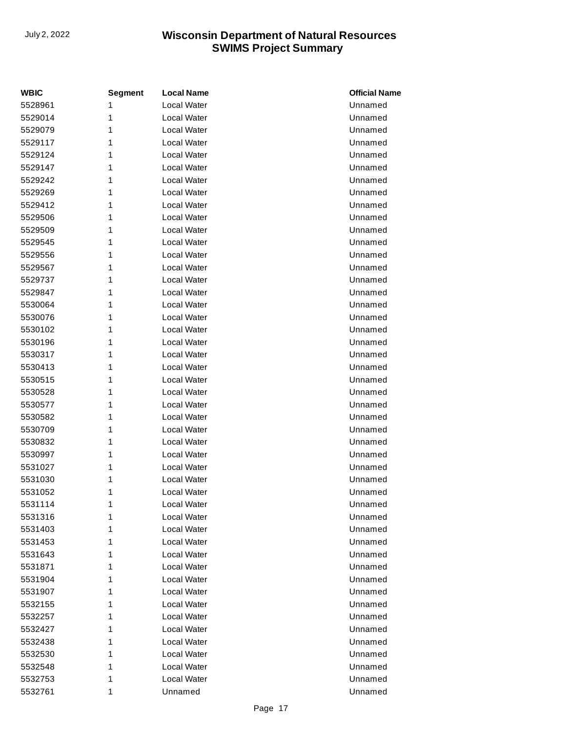| WBIC | Segment | Local Name | Official Name |
| --- | --- | --- | --- |
| 5528961 | 1 | Local Water | Unnamed |
| 5529014 | 1 | Local Water | Unnamed |
| 5529079 | 1 | Local Water | Unnamed |
| 5529117 | 1 | Local Water | Unnamed |
| 5529124 | 1 | Local Water | Unnamed |
| 5529147 | 1 | Local Water | Unnamed |
| 5529242 | 1 | Local Water | Unnamed |
| 5529269 | 1 | Local Water | Unnamed |
| 5529412 | 1 | Local Water | Unnamed |
| 5529506 | 1 | Local Water | Unnamed |
| 5529509 | 1 | Local Water | Unnamed |
| 5529545 | 1 | Local Water | Unnamed |
| 5529556 | 1 | Local Water | Unnamed |
| 5529567 | 1 | Local Water | Unnamed |
| 5529737 | 1 | Local Water | Unnamed |
| 5529847 | 1 | Local Water | Unnamed |
| 5530064 | 1 | Local Water | Unnamed |
| 5530076 | 1 | Local Water | Unnamed |
| 5530102 | 1 | Local Water | Unnamed |
| 5530196 | 1 | Local Water | Unnamed |
| 5530317 | 1 | Local Water | Unnamed |
| 5530413 | 1 | Local Water | Unnamed |
| 5530515 | 1 | Local Water | Unnamed |
| 5530528 | 1 | Local Water | Unnamed |
| 5530577 | 1 | Local Water | Unnamed |
| 5530582 | 1 | Local Water | Unnamed |
| 5530709 | 1 | Local Water | Unnamed |
| 5530832 | 1 | Local Water | Unnamed |
| 5530997 | 1 | Local Water | Unnamed |
| 5531027 | 1 | Local Water | Unnamed |
| 5531030 | 1 | Local Water | Unnamed |
| 5531052 | 1 | Local Water | Unnamed |
| 5531114 | 1 | Local Water | Unnamed |
| 5531316 | 1 | Local Water | Unnamed |
| 5531403 | 1 | Local Water | Unnamed |
| 5531453 | 1 | Local Water | Unnamed |
| 5531643 | 1 | Local Water | Unnamed |
| 5531871 | 1 | Local Water | Unnamed |
| 5531904 | 1 | Local Water | Unnamed |
| 5531907 | 1 | Local Water | Unnamed |
| 5532155 | 1 | Local Water | Unnamed |
| 5532257 | 1 | Local Water | Unnamed |
| 5532427 | 1 | Local Water | Unnamed |
| 5532438 | 1 | Local Water | Unnamed |
| 5532530 | 1 | Local Water | Unnamed |
| 5532548 | 1 | Local Water | Unnamed |
| 5532753 | 1 | Local Water | Unnamed |
| 5532761 | 1 | Unnamed | Unnamed |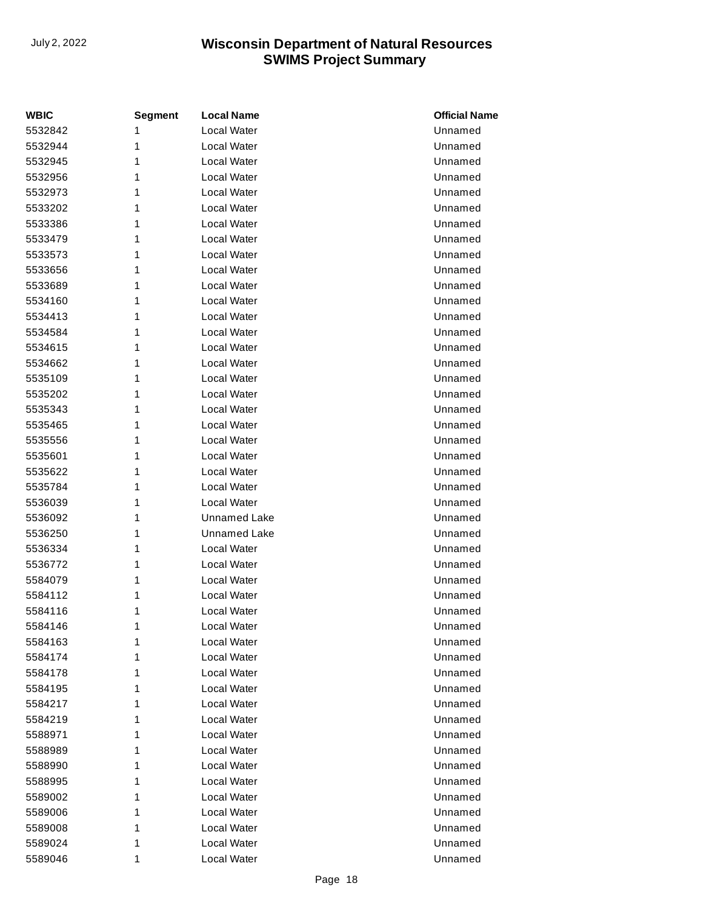| WBIC | Segment | Local Name | Official Name |
| --- | --- | --- | --- |
| 5532842 | 1 | Local Water | Unnamed |
| 5532944 | 1 | Local Water | Unnamed |
| 5532945 | 1 | Local Water | Unnamed |
| 5532956 | 1 | Local Water | Unnamed |
| 5532973 | 1 | Local Water | Unnamed |
| 5533202 | 1 | Local Water | Unnamed |
| 5533386 | 1 | Local Water | Unnamed |
| 5533479 | 1 | Local Water | Unnamed |
| 5533573 | 1 | Local Water | Unnamed |
| 5533656 | 1 | Local Water | Unnamed |
| 5533689 | 1 | Local Water | Unnamed |
| 5534160 | 1 | Local Water | Unnamed |
| 5534413 | 1 | Local Water | Unnamed |
| 5534584 | 1 | Local Water | Unnamed |
| 5534615 | 1 | Local Water | Unnamed |
| 5534662 | 1 | Local Water | Unnamed |
| 5535109 | 1 | Local Water | Unnamed |
| 5535202 | 1 | Local Water | Unnamed |
| 5535343 | 1 | Local Water | Unnamed |
| 5535465 | 1 | Local Water | Unnamed |
| 5535556 | 1 | Local Water | Unnamed |
| 5535601 | 1 | Local Water | Unnamed |
| 5535622 | 1 | Local Water | Unnamed |
| 5535784 | 1 | Local Water | Unnamed |
| 5536039 | 1 | Local Water | Unnamed |
| 5536092 | 1 | Unnamed Lake | Unnamed |
| 5536250 | 1 | Unnamed Lake | Unnamed |
| 5536334 | 1 | Local Water | Unnamed |
| 5536772 | 1 | Local Water | Unnamed |
| 5584079 | 1 | Local Water | Unnamed |
| 5584112 | 1 | Local Water | Unnamed |
| 5584116 | 1 | Local Water | Unnamed |
| 5584146 | 1 | Local Water | Unnamed |
| 5584163 | 1 | Local Water | Unnamed |
| 5584174 | 1 | Local Water | Unnamed |
| 5584178 | 1 | Local Water | Unnamed |
| 5584195 | 1 | Local Water | Unnamed |
| 5584217 | 1 | Local Water | Unnamed |
| 5584219 | 1 | Local Water | Unnamed |
| 5588971 | 1 | Local Water | Unnamed |
| 5588989 | 1 | Local Water | Unnamed |
| 5588990 | 1 | Local Water | Unnamed |
| 5588995 | 1 | Local Water | Unnamed |
| 5589002 | 1 | Local Water | Unnamed |
| 5589006 | 1 | Local Water | Unnamed |
| 5589008 | 1 | Local Water | Unnamed |
| 5589024 | 1 | Local Water | Unnamed |
| 5589046 | 1 | Local Water | Unnamed |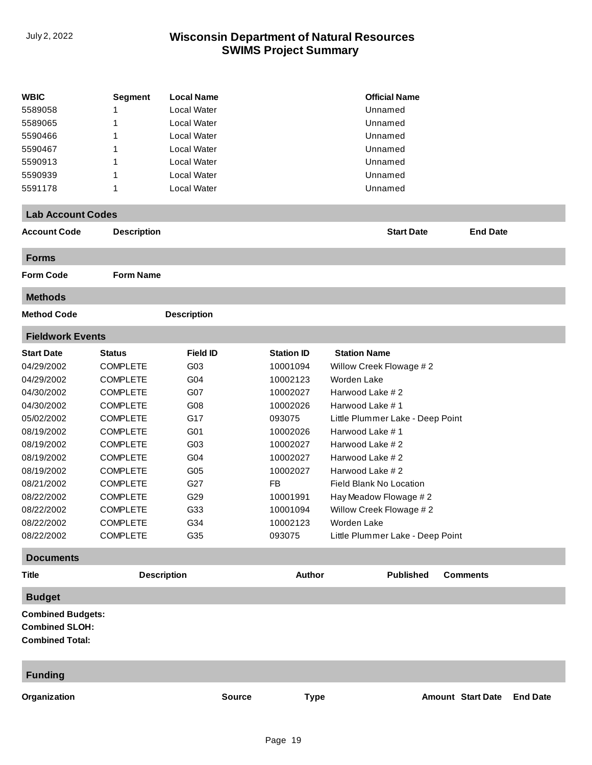| WBIC | Segment | Local Name | Official Name |
|---|---|---|---|
| 5589058 | 1 | Local Water | Unnamed |
| 5589065 | 1 | Local Water | Unnamed |
| 5590466 | 1 | Local Water | Unnamed |
| 5590467 | 1 | Local Water | Unnamed |
| 5590913 | 1 | Local Water | Unnamed |
| 5590939 | 1 | Local Water | Unnamed |
| 5591178 | 1 | Local Water | Unnamed |

## Lab Account Codes

| Account Code | Description | Start Date | End Date |
|---|---|---|---|

## Forms

| Form Code | Form Name |
|---|---|

## Methods

| Method Code | Description |
|---|---|

## Fieldwork Events

| Start Date | Status | Field ID | Station ID | Station Name |
|---|---|---|---|---|
| 04/29/2002 | COMPLETE | G03 | 10001094 | Willow Creek Flowage # 2 |
| 04/29/2002 | COMPLETE | G04 | 10002123 | Worden Lake |
| 04/30/2002 | COMPLETE | G07 | 10002027 | Harwood Lake # 2 |
| 04/30/2002 | COMPLETE | G08 | 10002026 | Harwood Lake # 1 |
| 05/02/2002 | COMPLETE | G17 | 093075 | Little Plummer Lake - Deep Point |
| 08/19/2002 | COMPLETE | G01 | 10002026 | Harwood Lake # 1 |
| 08/19/2002 | COMPLETE | G03 | 10002027 | Harwood Lake # 2 |
| 08/19/2002 | COMPLETE | G04 | 10002027 | Harwood Lake # 2 |
| 08/19/2002 | COMPLETE | G05 | 10002027 | Harwood Lake # 2 |
| 08/21/2002 | COMPLETE | G27 | FB | Field Blank No Location |
| 08/22/2002 | COMPLETE | G29 | 10001991 | Hay Meadow Flowage # 2 |
| 08/22/2002 | COMPLETE | G33 | 10001094 | Willow Creek Flowage # 2 |
| 08/22/2002 | COMPLETE | G34 | 10002123 | Worden Lake |
| 08/22/2002 | COMPLETE | G35 | 093075 | Little Plummer Lake - Deep Point |

## Documents

| Title | Description | Author | Published | Comments |
|---|---|---|---|---|

## Budget

**Combined Budgets:**
**Combined SLOH:**
**Combined Total:**

## Funding

| Organization | Source | Type | Amount | Start Date | End Date |
|---|---|---|---|---|---|